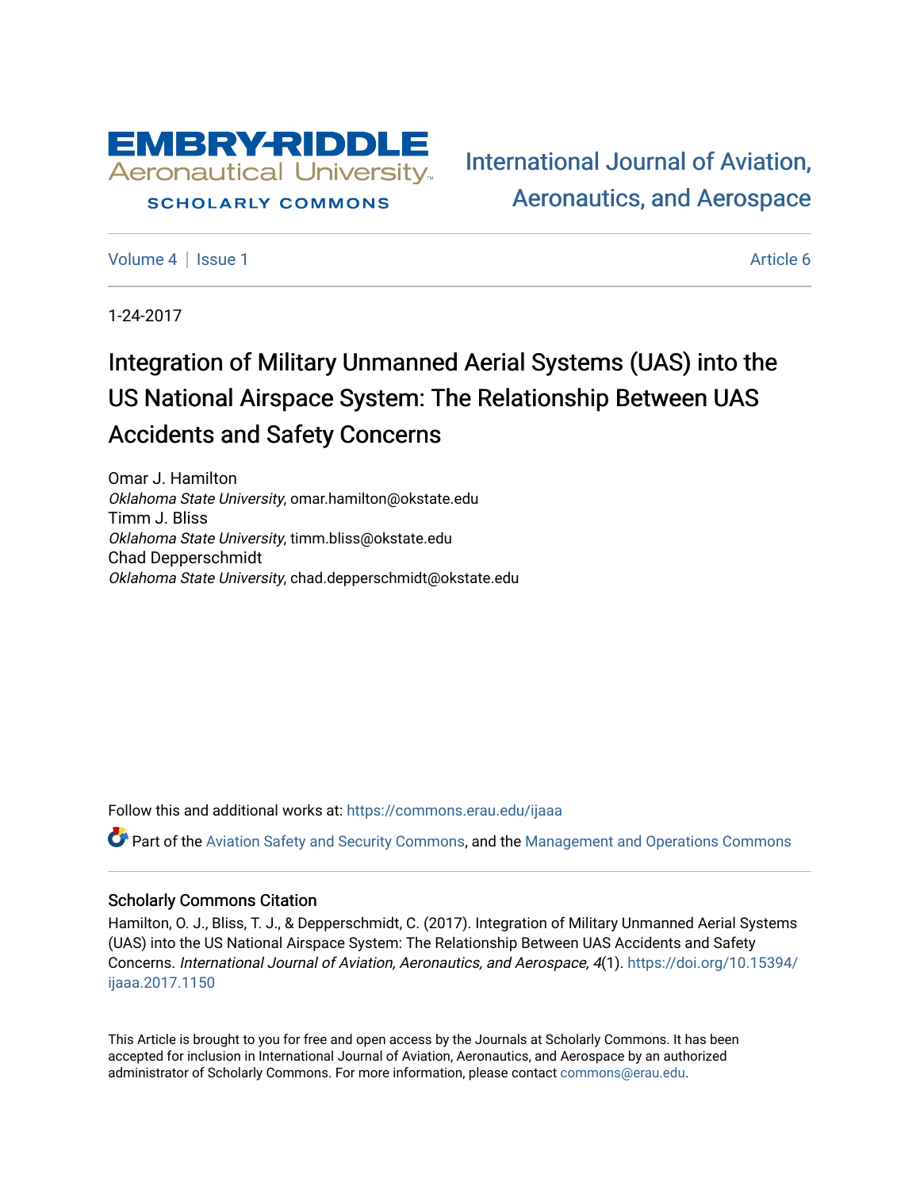EMBRY-RIDDLE Aeronautical University

SCHOLARLY COMMONS

International Journal of Aviation, Aeronautics, and Aerospace

Volume 4 | Issue 1 Article 6

1-24-2017

# Integration of Military Unmanned Aerial Systems (UAS) into the US National Airspace System: The Relationship Between UAS Accidents and Safety Concerns

Omar J. Hamilton
*Oklahoma State University*, omar.hamilton@okstate.edu

Timm J. Bliss
*Oklahoma State University*, timm.bliss@okstate.edu

Chad Depperschmidt
*Oklahoma State University*, chad.depperschmidt@okstate.edu

Follow this and additional works at: https://commons.erau.edu/ijaaa

Part of the Aviation Safety and Security Commons, and the Management and Operations Commons

## Scholarly Commons Citation

Hamilton, O. J., Bliss, T. J., & Depperschmidt, C. (2017). Integration of Military Unmanned Aerial Systems (UAS) into the US National Airspace System: The Relationship Between UAS Accidents and Safety Concerns. *International Journal of Aviation, Aeronautics, and Aerospace, 4*(1). https://doi.org/10.15394/ijaaa.2017.1150

This Article is brought to you for free and open access by the Journals at Scholarly Commons. It has been accepted for inclusion in International Journal of Aviation, Aeronautics, and Aerospace by an authorized administrator of Scholarly Commons. For more information, please contact commons@erau.edu.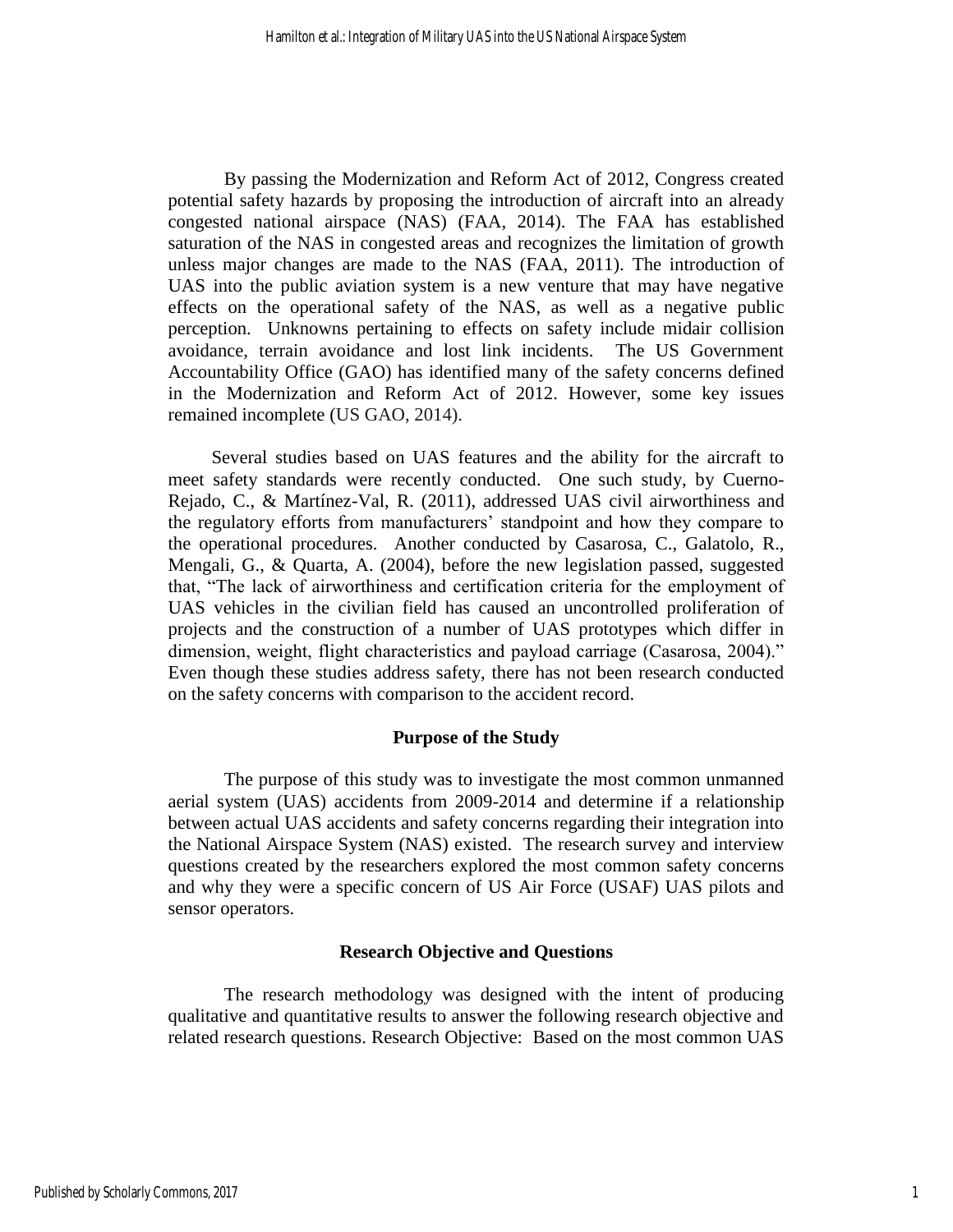By passing the Modernization and Reform Act of 2012, Congress created potential safety hazards by proposing the introduction of aircraft into an already congested national airspace (NAS) (FAA, 2014). The FAA has established saturation of the NAS in congested areas and recognizes the limitation of growth unless major changes are made to the NAS (FAA, 2011). The introduction of UAS into the public aviation system is a new venture that may have negative effects on the operational safety of the NAS, as well as a negative public perception. Unknowns pertaining to effects on safety include midair collision avoidance, terrain avoidance and lost link incidents. The US Government Accountability Office (GAO) has identified many of the safety concerns defined in the Modernization and Reform Act of 2012. However, some key issues remained incomplete (US GAO, 2014).

Several studies based on UAS features and the ability for the aircraft to meet safety standards were recently conducted. One such study, by Cuerno-Rejado, C., & Martínez-Val, R. (2011), addressed UAS civil airworthiness and the regulatory efforts from manufacturers' standpoint and how they compare to the operational procedures. Another conducted by Casarosa, C., Galatolo, R., Mengali, G., & Quarta, A. (2004), before the new legislation passed, suggested that, "The lack of airworthiness and certification criteria for the employment of UAS vehicles in the civilian field has caused an uncontrolled proliferation of projects and the construction of a number of UAS prototypes which differ in dimension, weight, flight characteristics and payload carriage (Casarosa, 2004)." Even though these studies address safety, there has not been research conducted on the safety concerns with comparison to the accident record.

## Purpose of the Study

The purpose of this study was to investigate the most common unmanned aerial system (UAS) accidents from 2009-2014 and determine if a relationship between actual UAS accidents and safety concerns regarding their integration into the National Airspace System (NAS) existed. The research survey and interview questions created by the researchers explored the most common safety concerns and why they were a specific concern of US Air Force (USAF) UAS pilots and sensor operators.

## Research Objective and Questions

The research methodology was designed with the intent of producing qualitative and quantitative results to answer the following research objective and related research questions. Research Objective: Based on the most common UAS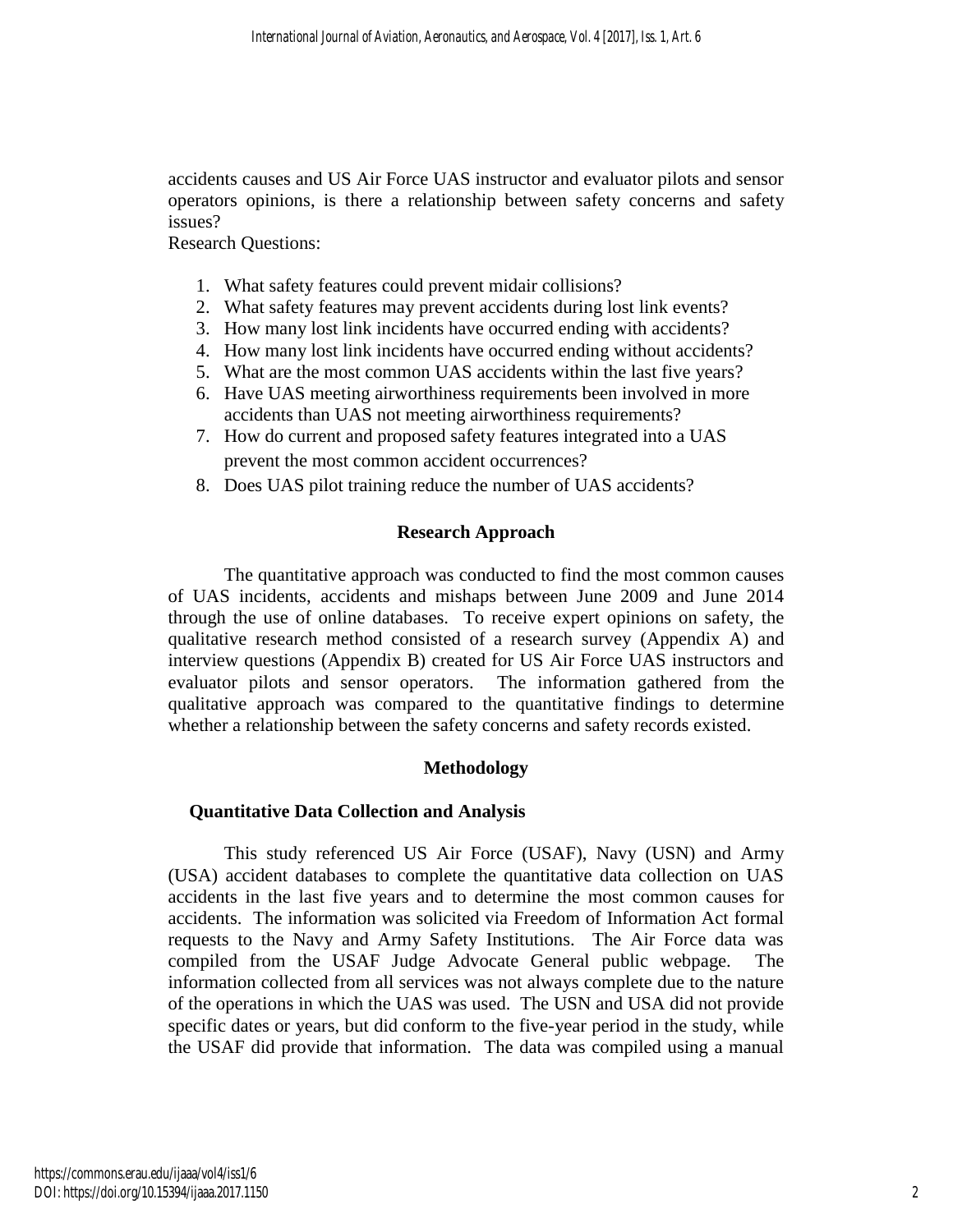accidents causes and US Air Force UAS instructor and evaluator pilots and sensor operators opinions, is there a relationship between safety concerns and safety issues?

Research Questions:

1. What safety features could prevent midair collisions?
2. What safety features may prevent accidents during lost link events?
3. How many lost link incidents have occurred ending with accidents?
4. How many lost link incidents have occurred ending without accidents?
5. What are the most common UAS accidents within the last five years?
6. Have UAS meeting airworthiness requirements been involved in more accidents than UAS not meeting airworthiness requirements?
7. How do current and proposed safety features integrated into a UAS prevent the most common accident occurrences?
8. Does UAS pilot training reduce the number of UAS accidents?

## Research Approach

The quantitative approach was conducted to find the most common causes of UAS incidents, accidents and mishaps between June 2009 and June 2014 through the use of online databases. To receive expert opinions on safety, the qualitative research method consisted of a research survey (Appendix A) and interview questions (Appendix B) created for US Air Force UAS instructors and evaluator pilots and sensor operators. The information gathered from the qualitative approach was compared to the quantitative findings to determine whether a relationship between the safety concerns and safety records existed.

## Methodology

### Quantitative Data Collection and Analysis

This study referenced US Air Force (USAF), Navy (USN) and Army (USA) accident databases to complete the quantitative data collection on UAS accidents in the last five years and to determine the most common causes for accidents. The information was solicited via Freedom of Information Act formal requests to the Navy and Army Safety Institutions. The Air Force data was compiled from the USAF Judge Advocate General public webpage. The information collected from all services was not always complete due to the nature of the operations in which the UAS was used. The USN and USA did not provide specific dates or years, but did conform to the five-year period in the study, while the USAF did provide that information. The data was compiled using a manual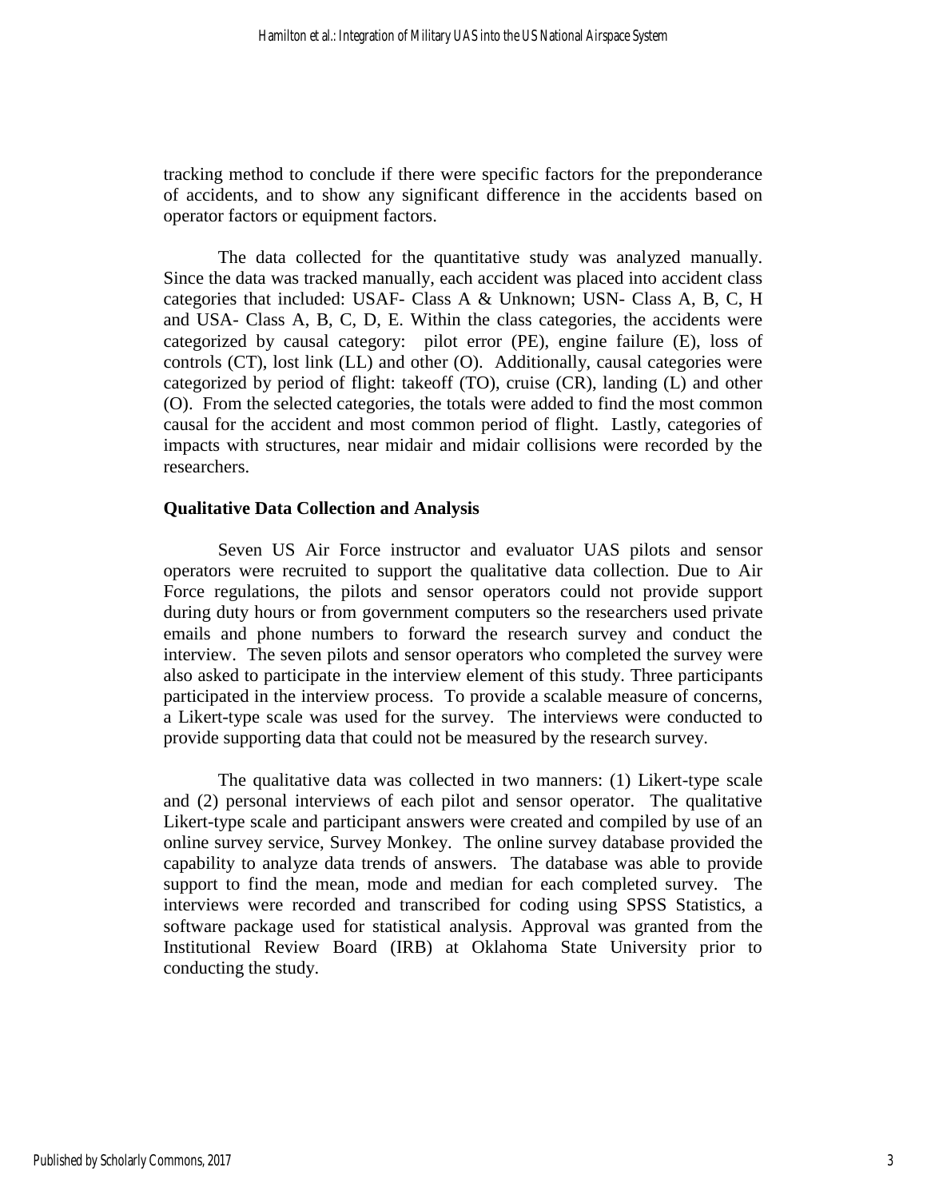tracking method to conclude if there were specific factors for the preponderance of accidents, and to show any significant difference in the accidents based on operator factors or equipment factors.

The data collected for the quantitative study was analyzed manually. Since the data was tracked manually, each accident was placed into accident class categories that included: USAF- Class A & Unknown; USN- Class A, B, C, H and USA- Class A, B, C, D, E. Within the class categories, the accidents were categorized by causal category: pilot error (PE), engine failure (E), loss of controls (CT), lost link (LL) and other (O). Additionally, causal categories were categorized by period of flight: takeoff (TO), cruise (CR), landing (L) and other (O). From the selected categories, the totals were added to find the most common causal for the accident and most common period of flight. Lastly, categories of impacts with structures, near midair and midair collisions were recorded by the researchers.

**Qualitative Data Collection and Analysis**

Seven US Air Force instructor and evaluator UAS pilots and sensor operators were recruited to support the qualitative data collection. Due to Air Force regulations, the pilots and sensor operators could not provide support during duty hours or from government computers so the researchers used private emails and phone numbers to forward the research survey and conduct the interview. The seven pilots and sensor operators who completed the survey were also asked to participate in the interview element of this study. Three participants participated in the interview process. To provide a scalable measure of concerns, a Likert-type scale was used for the survey. The interviews were conducted to provide supporting data that could not be measured by the research survey.

The qualitative data was collected in two manners: (1) Likert-type scale and (2) personal interviews of each pilot and sensor operator. The qualitative Likert-type scale and participant answers were created and compiled by use of an online survey service, Survey Monkey. The online survey database provided the capability to analyze data trends of answers. The database was able to provide support to find the mean, mode and median for each completed survey. The interviews were recorded and transcribed for coding using SPSS Statistics, a software package used for statistical analysis. Approval was granted from the Institutional Review Board (IRB) at Oklahoma State University prior to conducting the study.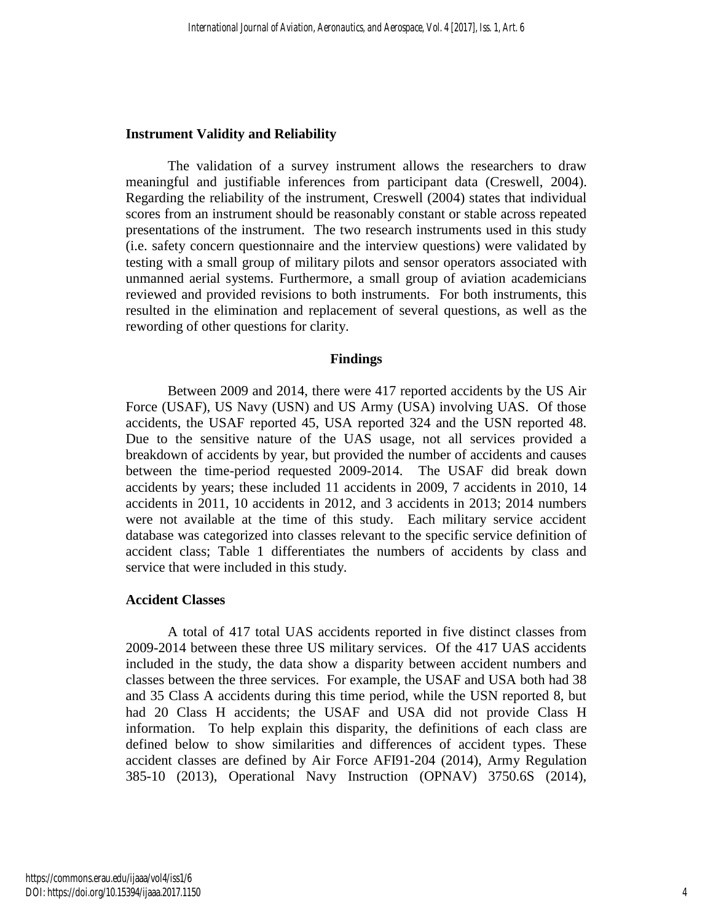### Instrument Validity and Reliability

The validation of a survey instrument allows the researchers to draw meaningful and justifiable inferences from participant data (Creswell, 2004). Regarding the reliability of the instrument, Creswell (2004) states that individual scores from an instrument should be reasonably constant or stable across repeated presentations of the instrument. The two research instruments used in this study (i.e. safety concern questionnaire and the interview questions) were validated by testing with a small group of military pilots and sensor operators associated with unmanned aerial systems. Furthermore, a small group of aviation academicians reviewed and provided revisions to both instruments. For both instruments, this resulted in the elimination and replacement of several questions, as well as the rewording of other questions for clarity.

## Findings

Between 2009 and 2014, there were 417 reported accidents by the US Air Force (USAF), US Navy (USN) and US Army (USA) involving UAS. Of those accidents, the USAF reported 45, USA reported 324 and the USN reported 48. Due to the sensitive nature of the UAS usage, not all services provided a breakdown of accidents by year, but provided the number of accidents and causes between the time-period requested 2009-2014. The USAF did break down accidents by years; these included 11 accidents in 2009, 7 accidents in 2010, 14 accidents in 2011, 10 accidents in 2012, and 3 accidents in 2013; 2014 numbers were not available at the time of this study. Each military service accident database was categorized into classes relevant to the specific service definition of accident class; Table 1 differentiates the numbers of accidents by class and service that were included in this study.

### Accident Classes

A total of 417 total UAS accidents reported in five distinct classes from 2009-2014 between these three US military services. Of the 417 UAS accidents included in the study, the data show a disparity between accident numbers and classes between the three services. For example, the USAF and USA both had 38 and 35 Class A accidents during this time period, while the USN reported 8, but had 20 Class H accidents; the USAF and USA did not provide Class H information. To help explain this disparity, the definitions of each class are defined below to show similarities and differences of accident types. These accident classes are defined by Air Force AFI91-204 (2014), Army Regulation 385-10 (2013), Operational Navy Instruction (OPNAV) 3750.6S (2014),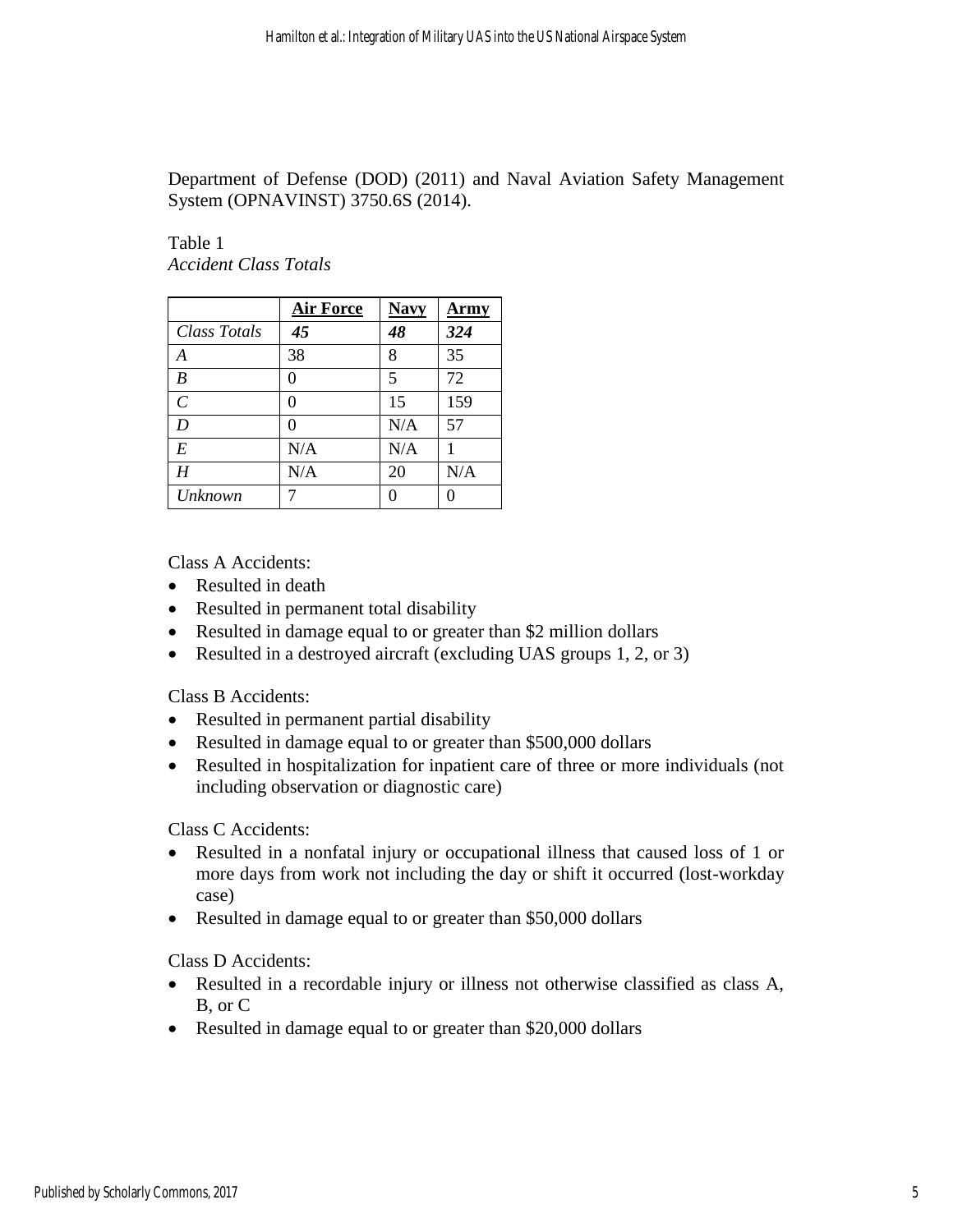Department of Defense (DOD) (2011) and Naval Aviation Safety Management System (OPNAVINST) 3750.6S (2014).

Table 1
*Accident Class Totals*

| | Air Force | Navy | Army |
|---|---|---|---|
| *Class Totals* | ***45*** | ***48*** | ***324*** |
| *A* | 38 | 8 | 35 |
| *B* | 0 | 5 | 72 |
| *C* | 0 | 15 | 159 |
| *D* | 0 | N/A | 57 |
| *E* | N/A | N/A | 1 |
| *H* | N/A | 20 | N/A |
| *Unknown* | 7 | 0 | 0 |

Class A Accidents:

- Resulted in death
- Resulted in permanent total disability
- Resulted in damage equal to or greater than $2 million dollars
- Resulted in a destroyed aircraft (excluding UAS groups 1, 2, or 3)

Class B Accidents:

- Resulted in permanent partial disability
- Resulted in damage equal to or greater than $500,000 dollars
- Resulted in hospitalization for inpatient care of three or more individuals (not including observation or diagnostic care)

Class C Accidents:

- Resulted in a nonfatal injury or occupational illness that caused loss of 1 or more days from work not including the day or shift it occurred (lost-workday case)
- Resulted in damage equal to or greater than $50,000 dollars

Class D Accidents:

- Resulted in a recordable injury or illness not otherwise classified as class A, B, or C
- Resulted in damage equal to or greater than $20,000 dollars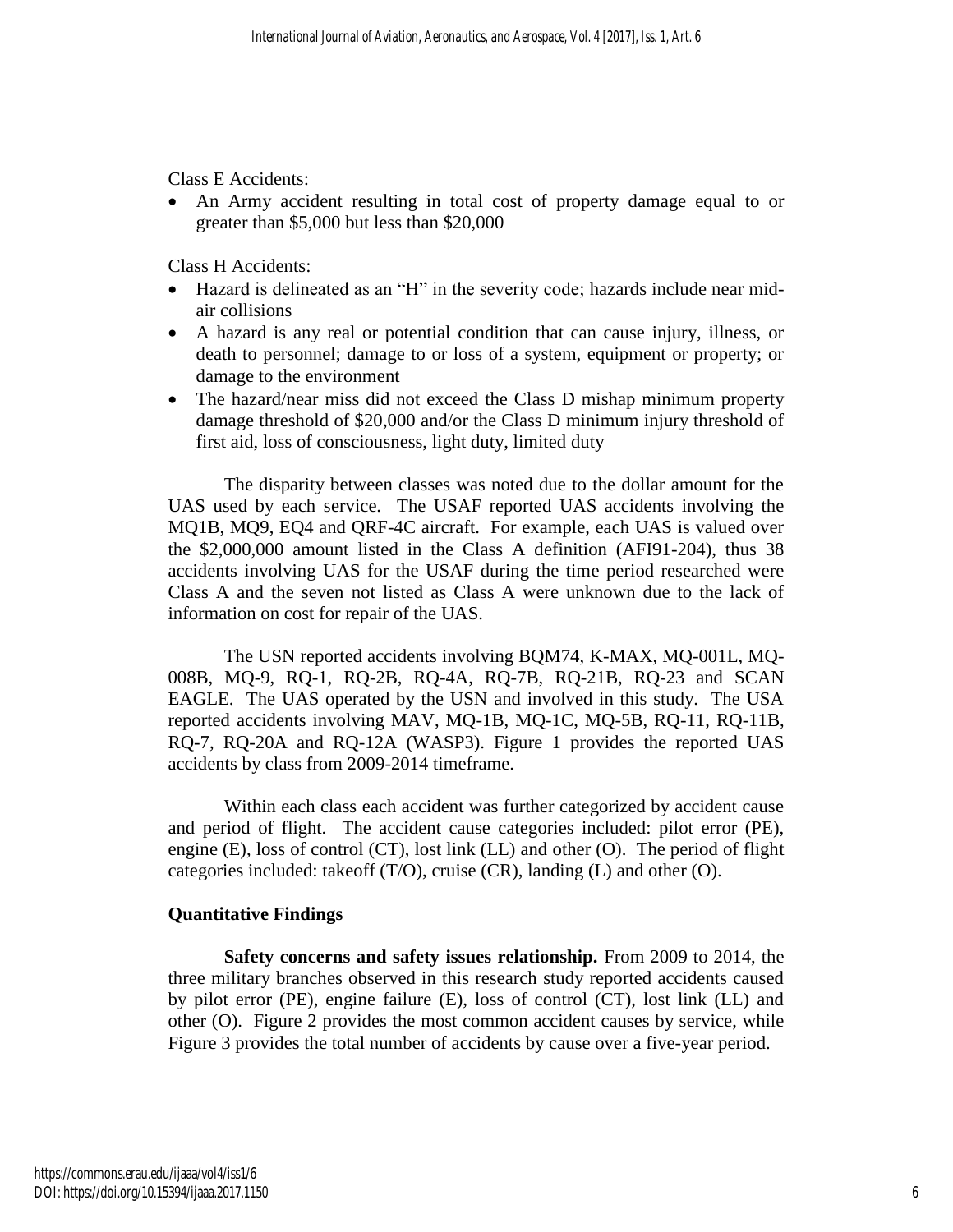Class E Accidents:

- An Army accident resulting in total cost of property damage equal to or greater than $5,000 but less than $20,000

Class H Accidents:

- Hazard is delineated as an "H" in the severity code; hazards include near mid-air collisions
- A hazard is any real or potential condition that can cause injury, illness, or death to personnel; damage to or loss of a system, equipment or property; or damage to the environment
- The hazard/near miss did not exceed the Class D mishap minimum property damage threshold of $20,000 and/or the Class D minimum injury threshold of first aid, loss of consciousness, light duty, limited duty

The disparity between classes was noted due to the dollar amount for the UAS used by each service. The USAF reported UAS accidents involving the MQ1B, MQ9, EQ4 and QRF-4C aircraft. For example, each UAS is valued over the $2,000,000 amount listed in the Class A definition (AFI91-204), thus 38 accidents involving UAS for the USAF during the time period researched were Class A and the seven not listed as Class A were unknown due to the lack of information on cost for repair of the UAS.

The USN reported accidents involving BQM74, K-MAX, MQ-001L, MQ-008B, MQ-9, RQ-1, RQ-2B, RQ-4A, RQ-7B, RQ-21B, RQ-23 and SCAN EAGLE. The UAS operated by the USN and involved in this study. The USA reported accidents involving MAV, MQ-1B, MQ-1C, MQ-5B, RQ-11, RQ-11B, RQ-7, RQ-20A and RQ-12A (WASP3). Figure 1 provides the reported UAS accidents by class from 2009-2014 timeframe.

Within each class each accident was further categorized by accident cause and period of flight. The accident cause categories included: pilot error (PE), engine (E), loss of control (CT), lost link (LL) and other (O). The period of flight categories included: takeoff (T/O), cruise (CR), landing (L) and other (O).

## Quantitative Findings

**Safety concerns and safety issues relationship.** From 2009 to 2014, the three military branches observed in this research study reported accidents caused by pilot error (PE), engine failure (E), loss of control (CT), lost link (LL) and other (O). Figure 2 provides the most common accident causes by service, while Figure 3 provides the total number of accidents by cause over a five-year period.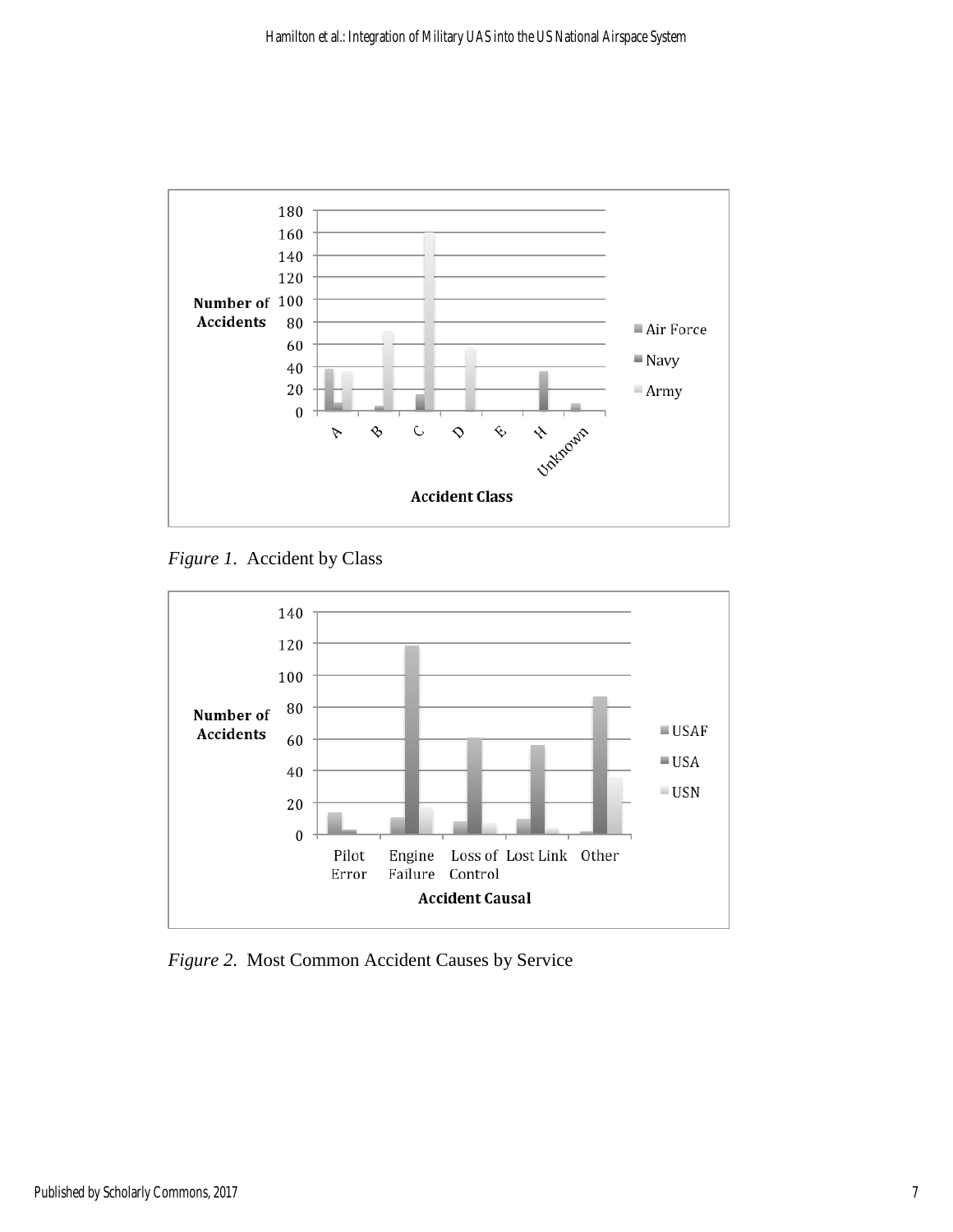*Figure 1*. Accident by Class

*Figure 2*. Most Common Accident Causes by Service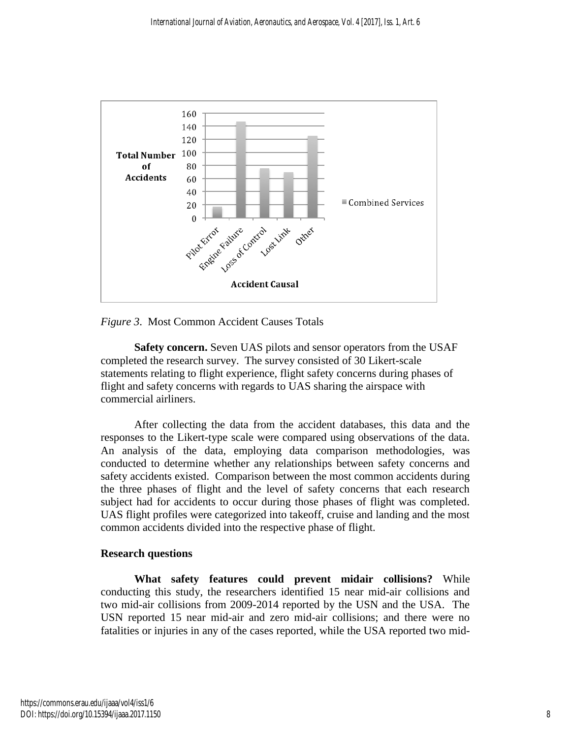*Figure 3*. Most Common Accident Causes Totals

**Safety concern.** Seven UAS pilots and sensor operators from the USAF completed the research survey. The survey consisted of 30 Likert-scale statements relating to flight experience, flight safety concerns during phases of flight and safety concerns with regards to UAS sharing the airspace with commercial airliners.

After collecting the data from the accident databases, this data and the responses to the Likert-type scale were compared using observations of the data. An analysis of the data, employing data comparison methodologies, was conducted to determine whether any relationships between safety concerns and safety accidents existed. Comparison between the most common accidents during the three phases of flight and the level of safety concerns that each research subject had for accidents to occur during those phases of flight was completed. UAS flight profiles were categorized into takeoff, cruise and landing and the most common accidents divided into the respective phase of flight.

### Research questions

**What safety features could prevent midair collisions?** While conducting this study, the researchers identified 15 near mid-air collisions and two mid-air collisions from 2009-2014 reported by the USN and the USA. The USN reported 15 near mid-air and zero mid-air collisions; and there were no fatalities or injuries in any of the cases reported, while the USA reported two mid-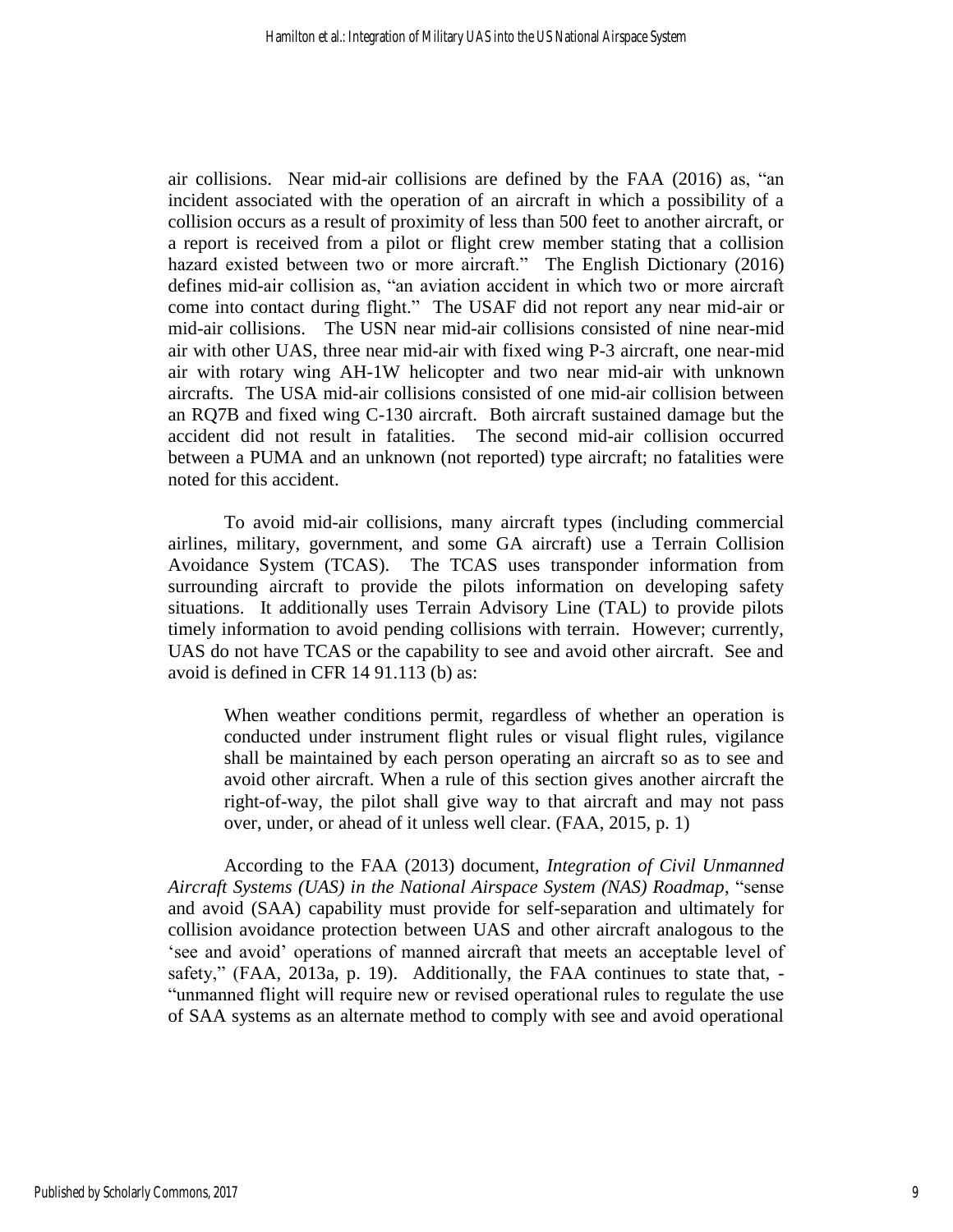air collisions. Near mid-air collisions are defined by the FAA (2016) as, "an incident associated with the operation of an aircraft in which a possibility of a collision occurs as a result of proximity of less than 500 feet to another aircraft, or a report is received from a pilot or flight crew member stating that a collision hazard existed between two or more aircraft." The English Dictionary (2016) defines mid-air collision as, "an aviation accident in which two or more aircraft come into contact during flight." The USAF did not report any near mid-air or mid-air collisions. The USN near mid-air collisions consisted of nine near-mid air with other UAS, three near mid-air with fixed wing P-3 aircraft, one near-mid air with rotary wing AH-1W helicopter and two near mid-air with unknown aircrafts. The USA mid-air collisions consisted of one mid-air collision between an RQ7B and fixed wing C-130 aircraft. Both aircraft sustained damage but the accident did not result in fatalities. The second mid-air collision occurred between a PUMA and an unknown (not reported) type aircraft; no fatalities were noted for this accident.

To avoid mid-air collisions, many aircraft types (including commercial airlines, military, government, and some GA aircraft) use a Terrain Collision Avoidance System (TCAS). The TCAS uses transponder information from surrounding aircraft to provide the pilots information on developing safety situations. It additionally uses Terrain Advisory Line (TAL) to provide pilots timely information to avoid pending collisions with terrain. However; currently, UAS do not have TCAS or the capability to see and avoid other aircraft. See and avoid is defined in CFR 14 91.113 (b) as:

> When weather conditions permit, regardless of whether an operation is conducted under instrument flight rules or visual flight rules, vigilance shall be maintained by each person operating an aircraft so as to see and avoid other aircraft. When a rule of this section gives another aircraft the right-of-way, the pilot shall give way to that aircraft and may not pass over, under, or ahead of it unless well clear. (FAA, 2015, p. 1)

According to the FAA (2013) document, *Integration of Civil Unmanned Aircraft Systems (UAS) in the National Airspace System (NAS) Roadmap*, "sense and avoid (SAA) capability must provide for self-separation and ultimately for collision avoidance protection between UAS and other aircraft analogous to the 'see and avoid' operations of manned aircraft that meets an acceptable level of safety," (FAA, 2013a, p. 19). Additionally, the FAA continues to state that, - "unmanned flight will require new or revised operational rules to regulate the use of SAA systems as an alternate method to comply with see and avoid operational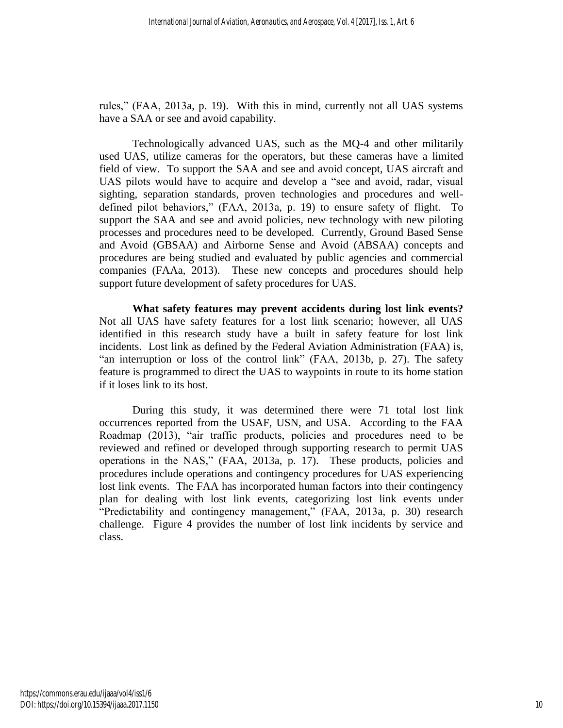rules," (FAA, 2013a, p. 19). With this in mind, currently not all UAS systems have a SAA or see and avoid capability.

Technologically advanced UAS, such as the MQ-4 and other militarily used UAS, utilize cameras for the operators, but these cameras have a limited field of view. To support the SAA and see and avoid concept, UAS aircraft and UAS pilots would have to acquire and develop a "see and avoid, radar, visual sighting, separation standards, proven technologies and procedures and well-defined pilot behaviors," (FAA, 2013a, p. 19) to ensure safety of flight. To support the SAA and see and avoid policies, new technology with new piloting processes and procedures need to be developed. Currently, Ground Based Sense and Avoid (GBSAA) and Airborne Sense and Avoid (ABSAA) concepts and procedures are being studied and evaluated by public agencies and commercial companies (FAAa, 2013). These new concepts and procedures should help support future development of safety procedures for UAS.

**What safety features may prevent accidents during lost link events?** Not all UAS have safety features for a lost link scenario; however, all UAS identified in this research study have a built in safety feature for lost link incidents. Lost link as defined by the Federal Aviation Administration (FAA) is, "an interruption or loss of the control link" (FAA, 2013b, p. 27). The safety feature is programmed to direct the UAS to waypoints in route to its home station if it loses link to its host.

During this study, it was determined there were 71 total lost link occurrences reported from the USAF, USN, and USA. According to the FAA Roadmap (2013), "air traffic products, policies and procedures need to be reviewed and refined or developed through supporting research to permit UAS operations in the NAS," (FAA, 2013a, p. 17). These products, policies and procedures include operations and contingency procedures for UAS experiencing lost link events. The FAA has incorporated human factors into their contingency plan for dealing with lost link events, categorizing lost link events under "Predictability and contingency management," (FAA, 2013a, p. 30) research challenge. Figure 4 provides the number of lost link incidents by service and class.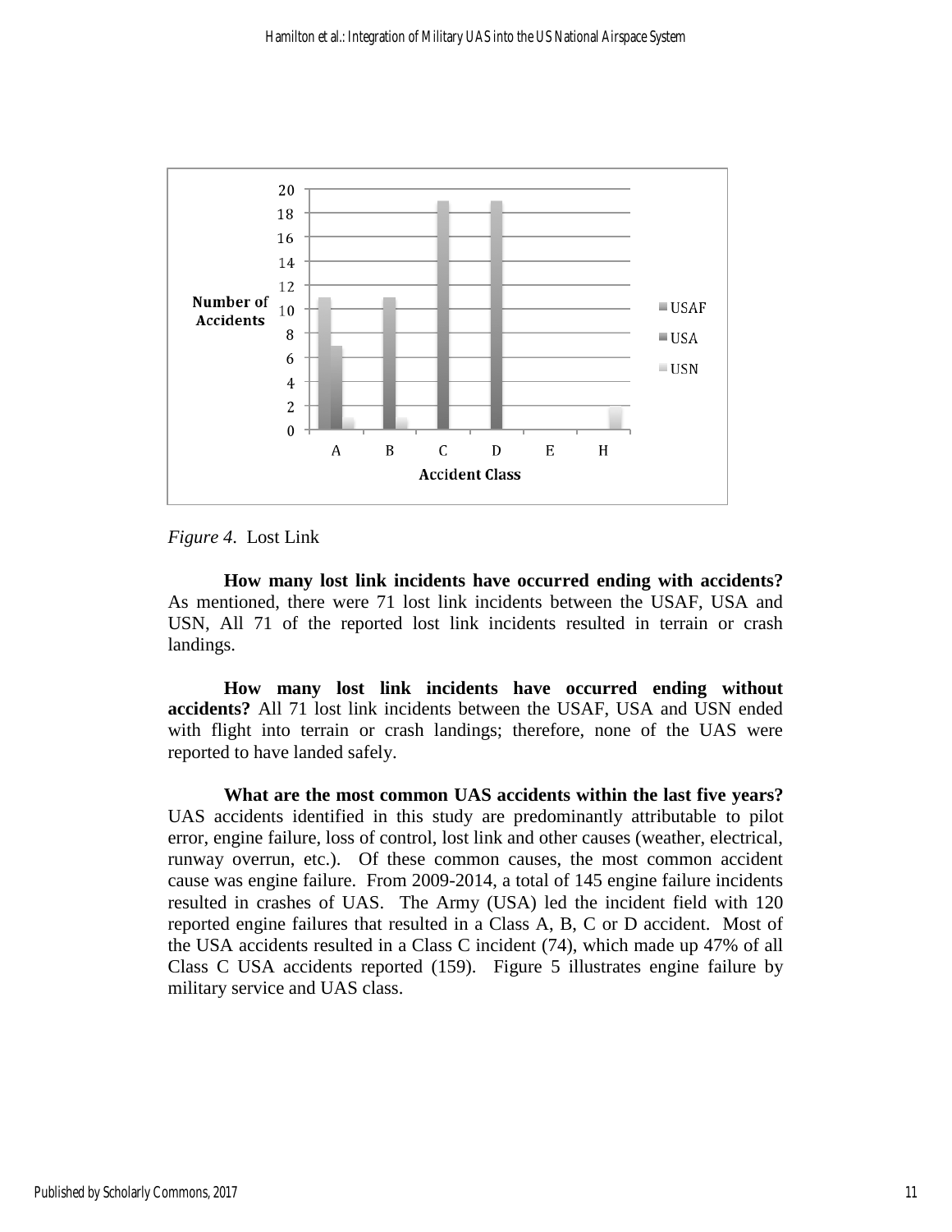*Figure 4.* Lost Link

**How many lost link incidents have occurred ending with accidents?** As mentioned, there were 71 lost link incidents between the USAF, USA and USN, All 71 of the reported lost link incidents resulted in terrain or crash landings.

**How many lost link incidents have occurred ending without accidents?** All 71 lost link incidents between the USAF, USA and USN ended with flight into terrain or crash landings; therefore, none of the UAS were reported to have landed safely.

**What are the most common UAS accidents within the last five years?** UAS accidents identified in this study are predominantly attributable to pilot error, engine failure, loss of control, lost link and other causes (weather, electrical, runway overrun, etc.). Of these common causes, the most common accident cause was engine failure. From 2009-2014, a total of 145 engine failure incidents resulted in crashes of UAS. The Army (USA) led the incident field with 120 reported engine failures that resulted in a Class A, B, C or D accident. Most of the USA accidents resulted in a Class C incident (74), which made up 47% of all Class C USA accidents reported (159). Figure 5 illustrates engine failure by military service and UAS class.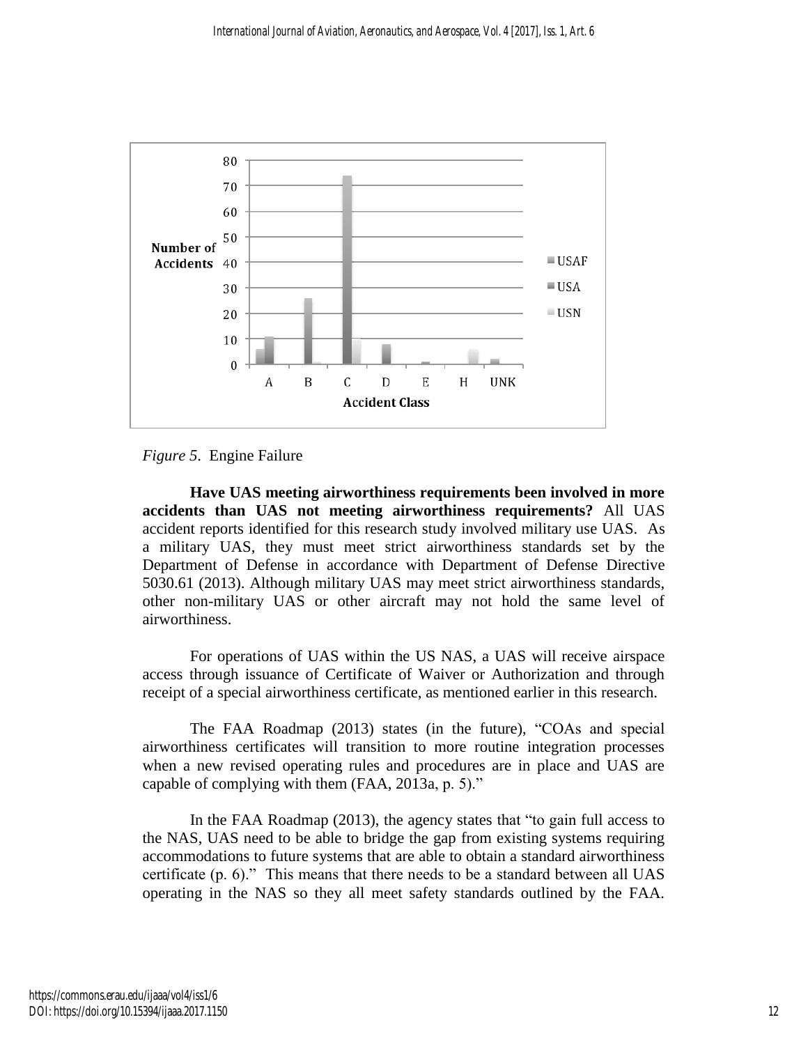*Figure 5*. Engine Failure

**Have UAS meeting airworthiness requirements been involved in more accidents than UAS not meeting airworthiness requirements?** All UAS accident reports identified for this research study involved military use UAS. As a military UAS, they must meet strict airworthiness standards set by the Department of Defense in accordance with Department of Defense Directive 5030.61 (2013). Although military UAS may meet strict airworthiness standards, other non-military UAS or other aircraft may not hold the same level of airworthiness.

For operations of UAS within the US NAS, a UAS will receive airspace access through issuance of Certificate of Waiver or Authorization and through receipt of a special airworthiness certificate, as mentioned earlier in this research.

The FAA Roadmap (2013) states (in the future), "COAs and special airworthiness certificates will transition to more routine integration processes when a new revised operating rules and procedures are in place and UAS are capable of complying with them (FAA, 2013a, p. 5)."

In the FAA Roadmap (2013), the agency states that "to gain full access to the NAS, UAS need to be able to bridge the gap from existing systems requiring accommodations to future systems that are able to obtain a standard airworthiness certificate (p. 6)." This means that there needs to be a standard between all UAS operating in the NAS so they all meet safety standards outlined by the FAA.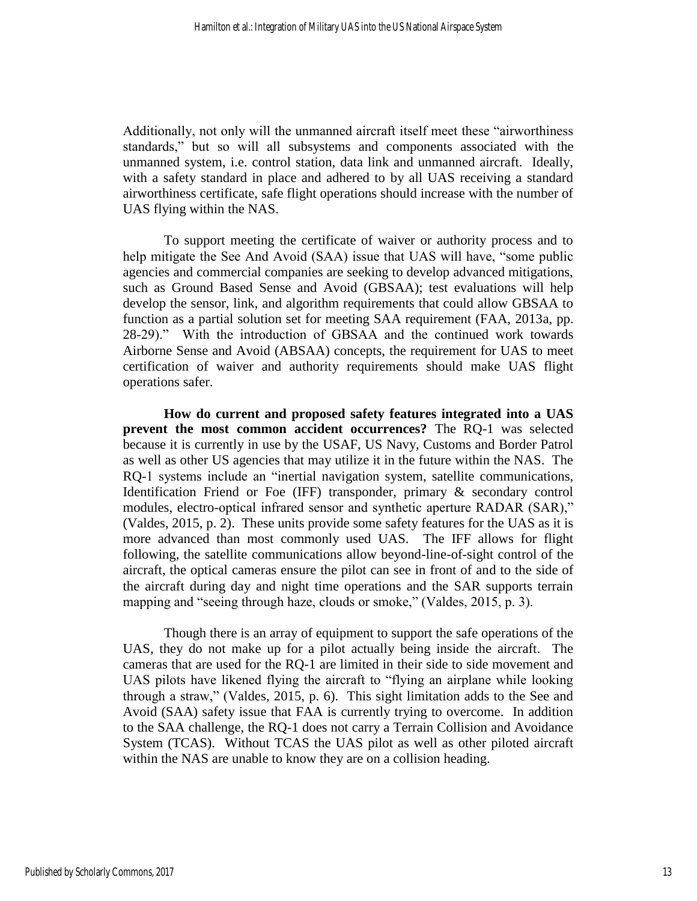Additionally, not only will the unmanned aircraft itself meet these "airworthiness standards," but so will all subsystems and components associated with the unmanned system, i.e. control station, data link and unmanned aircraft. Ideally, with a safety standard in place and adhered to by all UAS receiving a standard airworthiness certificate, safe flight operations should increase with the number of UAS flying within the NAS.

To support meeting the certificate of waiver or authority process and to help mitigate the See And Avoid (SAA) issue that UAS will have, "some public agencies and commercial companies are seeking to develop advanced mitigations, such as Ground Based Sense and Avoid (GBSAA); test evaluations will help develop the sensor, link, and algorithm requirements that could allow GBSAA to function as a partial solution set for meeting SAA requirement (FAA, 2013a, pp. 28-29)." With the introduction of GBSAA and the continued work towards Airborne Sense and Avoid (ABSAA) concepts, the requirement for UAS to meet certification of waiver and authority requirements should make UAS flight operations safer.

**How do current and proposed safety features integrated into a UAS prevent the most common accident occurrences?** The RQ-1 was selected because it is currently in use by the USAF, US Navy, Customs and Border Patrol as well as other US agencies that may utilize it in the future within the NAS. The RQ-1 systems include an "inertial navigation system, satellite communications, Identification Friend or Foe (IFF) transponder, primary & secondary control modules, electro-optical infrared sensor and synthetic aperture RADAR (SAR)," (Valdes, 2015, p. 2). These units provide some safety features for the UAS as it is more advanced than most commonly used UAS. The IFF allows for flight following, the satellite communications allow beyond-line-of-sight control of the aircraft, the optical cameras ensure the pilot can see in front of and to the side of the aircraft during day and night time operations and the SAR supports terrain mapping and "seeing through haze, clouds or smoke," (Valdes, 2015, p. 3).

Though there is an array of equipment to support the safe operations of the UAS, they do not make up for a pilot actually being inside the aircraft. The cameras that are used for the RQ-1 are limited in their side to side movement and UAS pilots have likened flying the aircraft to "flying an airplane while looking through a straw," (Valdes, 2015, p. 6). This sight limitation adds to the See and Avoid (SAA) safety issue that FAA is currently trying to overcome. In addition to the SAA challenge, the RQ-1 does not carry a Terrain Collision and Avoidance System (TCAS). Without TCAS the UAS pilot as well as other piloted aircraft within the NAS are unable to know they are on a collision heading.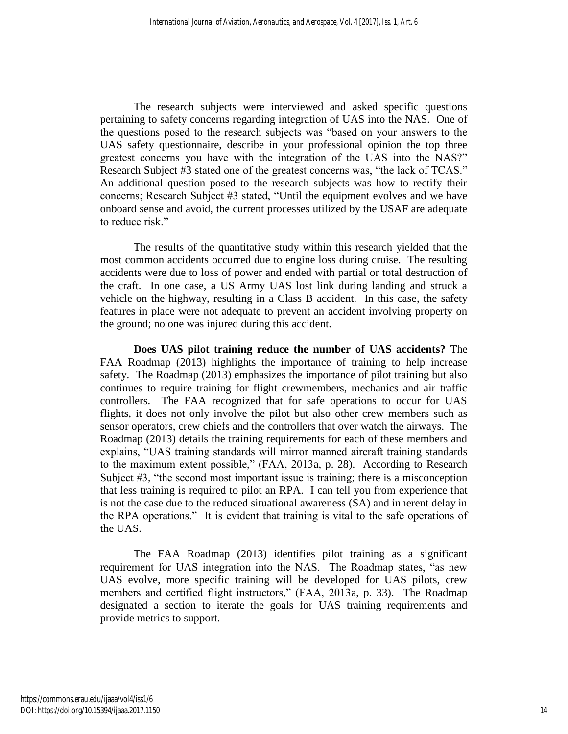The research subjects were interviewed and asked specific questions pertaining to safety concerns regarding integration of UAS into the NAS. One of the questions posed to the research subjects was "based on your answers to the UAS safety questionnaire, describe in your professional opinion the top three greatest concerns you have with the integration of the UAS into the NAS?" Research Subject #3 stated one of the greatest concerns was, "the lack of TCAS." An additional question posed to the research subjects was how to rectify their concerns; Research Subject #3 stated, "Until the equipment evolves and we have onboard sense and avoid, the current processes utilized by the USAF are adequate to reduce risk."

The results of the quantitative study within this research yielded that the most common accidents occurred due to engine loss during cruise. The resulting accidents were due to loss of power and ended with partial or total destruction of the craft. In one case, a US Army UAS lost link during landing and struck a vehicle on the highway, resulting in a Class B accident. In this case, the safety features in place were not adequate to prevent an accident involving property on the ground; no one was injured during this accident.

**Does UAS pilot training reduce the number of UAS accidents?** The FAA Roadmap (2013) highlights the importance of training to help increase safety. The Roadmap (2013) emphasizes the importance of pilot training but also continues to require training for flight crewmembers, mechanics and air traffic controllers. The FAA recognized that for safe operations to occur for UAS flights, it does not only involve the pilot but also other crew members such as sensor operators, crew chiefs and the controllers that over watch the airways. The Roadmap (2013) details the training requirements for each of these members and explains, "UAS training standards will mirror manned aircraft training standards to the maximum extent possible," (FAA, 2013a, p. 28). According to Research Subject #3, "the second most important issue is training; there is a misconception that less training is required to pilot an RPA. I can tell you from experience that is not the case due to the reduced situational awareness (SA) and inherent delay in the RPA operations." It is evident that training is vital to the safe operations of the UAS.

The FAA Roadmap (2013) identifies pilot training as a significant requirement for UAS integration into the NAS. The Roadmap states, "as new UAS evolve, more specific training will be developed for UAS pilots, crew members and certified flight instructors," (FAA, 2013a, p. 33). The Roadmap designated a section to iterate the goals for UAS training requirements and provide metrics to support.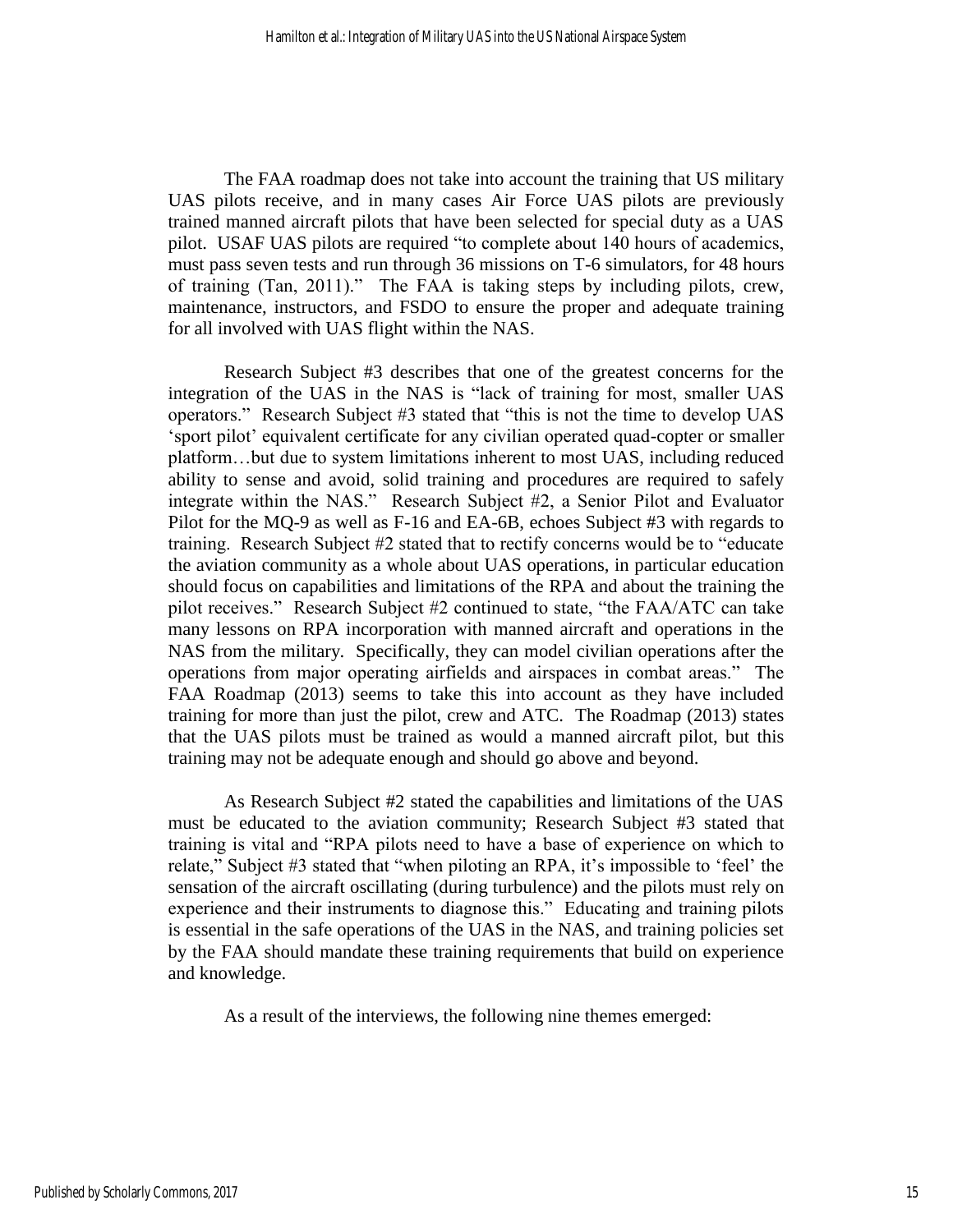The FAA roadmap does not take into account the training that US military UAS pilots receive, and in many cases Air Force UAS pilots are previously trained manned aircraft pilots that have been selected for special duty as a UAS pilot. USAF UAS pilots are required "to complete about 140 hours of academics, must pass seven tests and run through 36 missions on T-6 simulators, for 48 hours of training (Tan, 2011)." The FAA is taking steps by including pilots, crew, maintenance, instructors, and FSDO to ensure the proper and adequate training for all involved with UAS flight within the NAS.

Research Subject #3 describes that one of the greatest concerns for the integration of the UAS in the NAS is "lack of training for most, smaller UAS operators." Research Subject #3 stated that "this is not the time to develop UAS 'sport pilot' equivalent certificate for any civilian operated quad-copter or smaller platform…but due to system limitations inherent to most UAS, including reduced ability to sense and avoid, solid training and procedures are required to safely integrate within the NAS." Research Subject #2, a Senior Pilot and Evaluator Pilot for the MQ-9 as well as F-16 and EA-6B, echoes Subject #3 with regards to training. Research Subject #2 stated that to rectify concerns would be to "educate the aviation community as a whole about UAS operations, in particular education should focus on capabilities and limitations of the RPA and about the training the pilot receives." Research Subject #2 continued to state, "the FAA/ATC can take many lessons on RPA incorporation with manned aircraft and operations in the NAS from the military. Specifically, they can model civilian operations after the operations from major operating airfields and airspaces in combat areas." The FAA Roadmap (2013) seems to take this into account as they have included training for more than just the pilot, crew and ATC. The Roadmap (2013) states that the UAS pilots must be trained as would a manned aircraft pilot, but this training may not be adequate enough and should go above and beyond.

As Research Subject #2 stated the capabilities and limitations of the UAS must be educated to the aviation community; Research Subject #3 stated that training is vital and "RPA pilots need to have a base of experience on which to relate," Subject #3 stated that "when piloting an RPA, it's impossible to 'feel' the sensation of the aircraft oscillating (during turbulence) and the pilots must rely on experience and their instruments to diagnose this." Educating and training pilots is essential in the safe operations of the UAS in the NAS, and training policies set by the FAA should mandate these training requirements that build on experience and knowledge.

As a result of the interviews, the following nine themes emerged: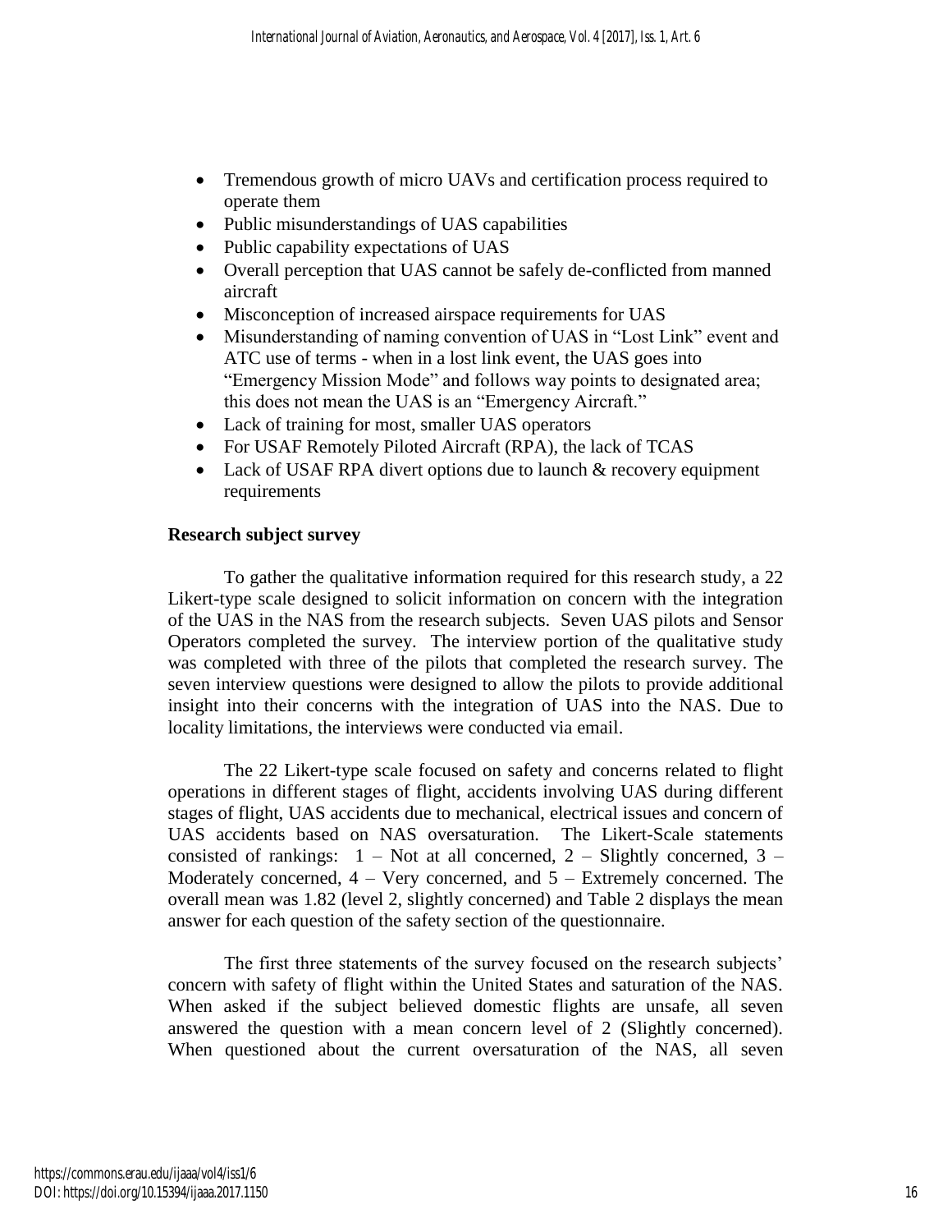- Tremendous growth of micro UAVs and certification process required to operate them
- Public misunderstandings of UAS capabilities
- Public capability expectations of UAS
- Overall perception that UAS cannot be safely de-conflicted from manned aircraft
- Misconception of increased airspace requirements for UAS
- Misunderstanding of naming convention of UAS in "Lost Link" event and ATC use of terms - when in a lost link event, the UAS goes into "Emergency Mission Mode" and follows way points to designated area; this does not mean the UAS is an "Emergency Aircraft."
- Lack of training for most, smaller UAS operators
- For USAF Remotely Piloted Aircraft (RPA), the lack of TCAS
- Lack of USAF RPA divert options due to launch & recovery equipment requirements

**Research subject survey**

To gather the qualitative information required for this research study, a 22 Likert-type scale designed to solicit information on concern with the integration of the UAS in the NAS from the research subjects. Seven UAS pilots and Sensor Operators completed the survey. The interview portion of the qualitative study was completed with three of the pilots that completed the research survey. The seven interview questions were designed to allow the pilots to provide additional insight into their concerns with the integration of UAS into the NAS. Due to locality limitations, the interviews were conducted via email.

The 22 Likert-type scale focused on safety and concerns related to flight operations in different stages of flight, accidents involving UAS during different stages of flight, UAS accidents due to mechanical, electrical issues and concern of UAS accidents based on NAS oversaturation. The Likert-Scale statements consisted of rankings: 1 – Not at all concerned, 2 – Slightly concerned, 3 – Moderately concerned, 4 – Very concerned, and 5 – Extremely concerned. The overall mean was 1.82 (level 2, slightly concerned) and Table 2 displays the mean answer for each question of the safety section of the questionnaire.

The first three statements of the survey focused on the research subjects' concern with safety of flight within the United States and saturation of the NAS. When asked if the subject believed domestic flights are unsafe, all seven answered the question with a mean concern level of 2 (Slightly concerned). When questioned about the current oversaturation of the NAS, all seven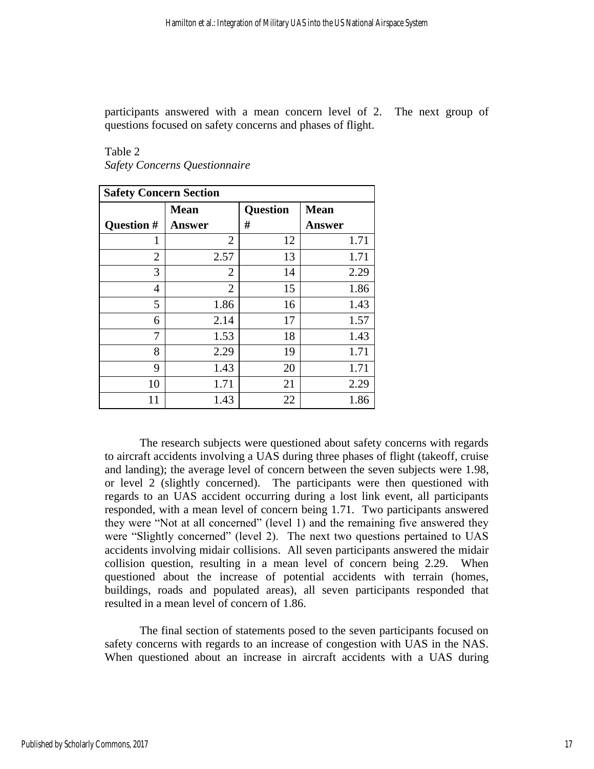participants answered with a mean concern level of 2. The next group of questions focused on safety concerns and phases of flight.

Table 2
*Safety Concerns Questionnaire*

| **Safety Concern Section** | | | |
|---|---|---|---|
| **Question #** | **Mean Answer** | **Question #** | **Mean Answer** |
| 1 | 2 | 12 | 1.71 |
| 2 | 2.57 | 13 | 1.71 |
| 3 | 2 | 14 | 2.29 |
| 4 | 2 | 15 | 1.86 |
| 5 | 1.86 | 16 | 1.43 |
| 6 | 2.14 | 17 | 1.57 |
| 7 | 1.53 | 18 | 1.43 |
| 8 | 2.29 | 19 | 1.71 |
| 9 | 1.43 | 20 | 1.71 |
| 10 | 1.71 | 21 | 2.29 |
| 11 | 1.43 | 22 | 1.86 |

The research subjects were questioned about safety concerns with regards to aircraft accidents involving a UAS during three phases of flight (takeoff, cruise and landing); the average level of concern between the seven subjects were 1.98, or level 2 (slightly concerned). The participants were then questioned with regards to an UAS accident occurring during a lost link event, all participants responded, with a mean level of concern being 1.71. Two participants answered they were "Not at all concerned" (level 1) and the remaining five answered they were "Slightly concerned" (level 2). The next two questions pertained to UAS accidents involving midair collisions. All seven participants answered the midair collision question, resulting in a mean level of concern being 2.29. When questioned about the increase of potential accidents with terrain (homes, buildings, roads and populated areas), all seven participants responded that resulted in a mean level of concern of 1.86.

The final section of statements posed to the seven participants focused on safety concerns with regards to an increase of congestion with UAS in the NAS. When questioned about an increase in aircraft accidents with a UAS during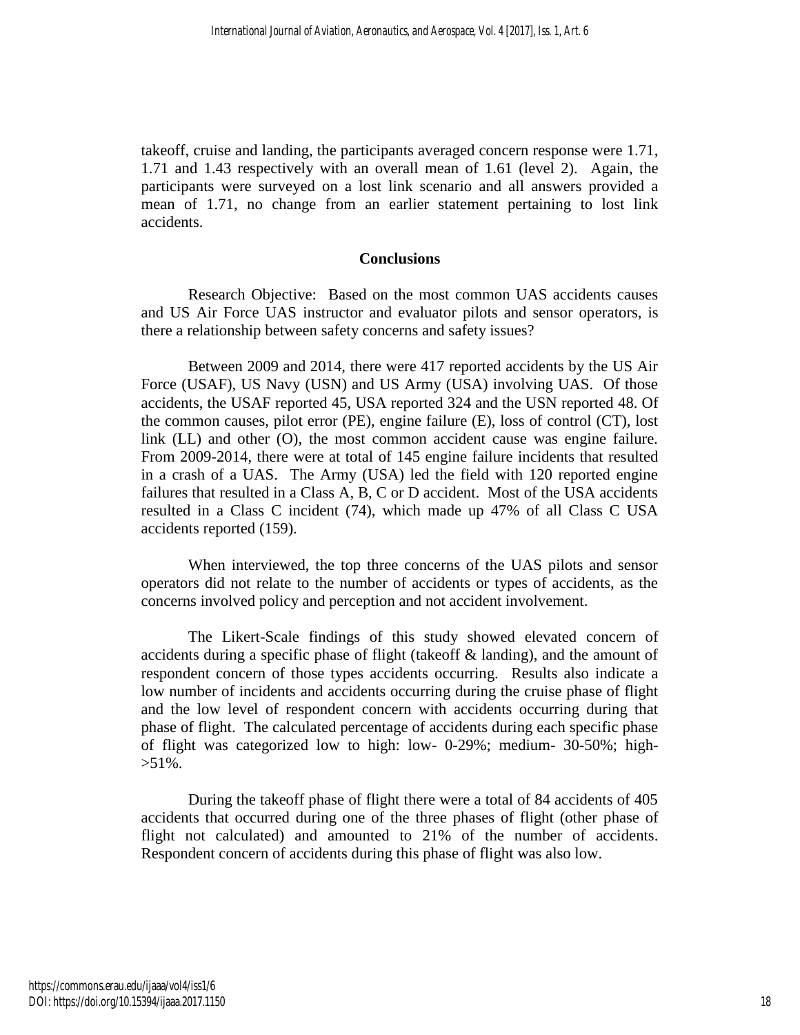takeoff, cruise and landing, the participants averaged concern response were 1.71, 1.71 and 1.43 respectively with an overall mean of 1.61 (level 2). Again, the participants were surveyed on a lost link scenario and all answers provided a mean of 1.71, no change from an earlier statement pertaining to lost link accidents.

## Conclusions

Research Objective: Based on the most common UAS accidents causes and US Air Force UAS instructor and evaluator pilots and sensor operators, is there a relationship between safety concerns and safety issues?

Between 2009 and 2014, there were 417 reported accidents by the US Air Force (USAF), US Navy (USN) and US Army (USA) involving UAS. Of those accidents, the USAF reported 45, USA reported 324 and the USN reported 48. Of the common causes, pilot error (PE), engine failure (E), loss of control (CT), lost link (LL) and other (O), the most common accident cause was engine failure. From 2009-2014, there were at total of 145 engine failure incidents that resulted in a crash of a UAS. The Army (USA) led the field with 120 reported engine failures that resulted in a Class A, B, C or D accident. Most of the USA accidents resulted in a Class C incident (74), which made up 47% of all Class C USA accidents reported (159).

When interviewed, the top three concerns of the UAS pilots and sensor operators did not relate to the number of accidents or types of accidents, as the concerns involved policy and perception and not accident involvement.

The Likert-Scale findings of this study showed elevated concern of accidents during a specific phase of flight (takeoff & landing), and the amount of respondent concern of those types accidents occurring. Results also indicate a low number of incidents and accidents occurring during the cruise phase of flight and the low level of respondent concern with accidents occurring during that phase of flight. The calculated percentage of accidents during each specific phase of flight was categorized low to high: low- 0-29%; medium- 30-50%; high- >51%.

During the takeoff phase of flight there were a total of 84 accidents of 405 accidents that occurred during one of the three phases of flight (other phase of flight not calculated) and amounted to 21% of the number of accidents. Respondent concern of accidents during this phase of flight was also low.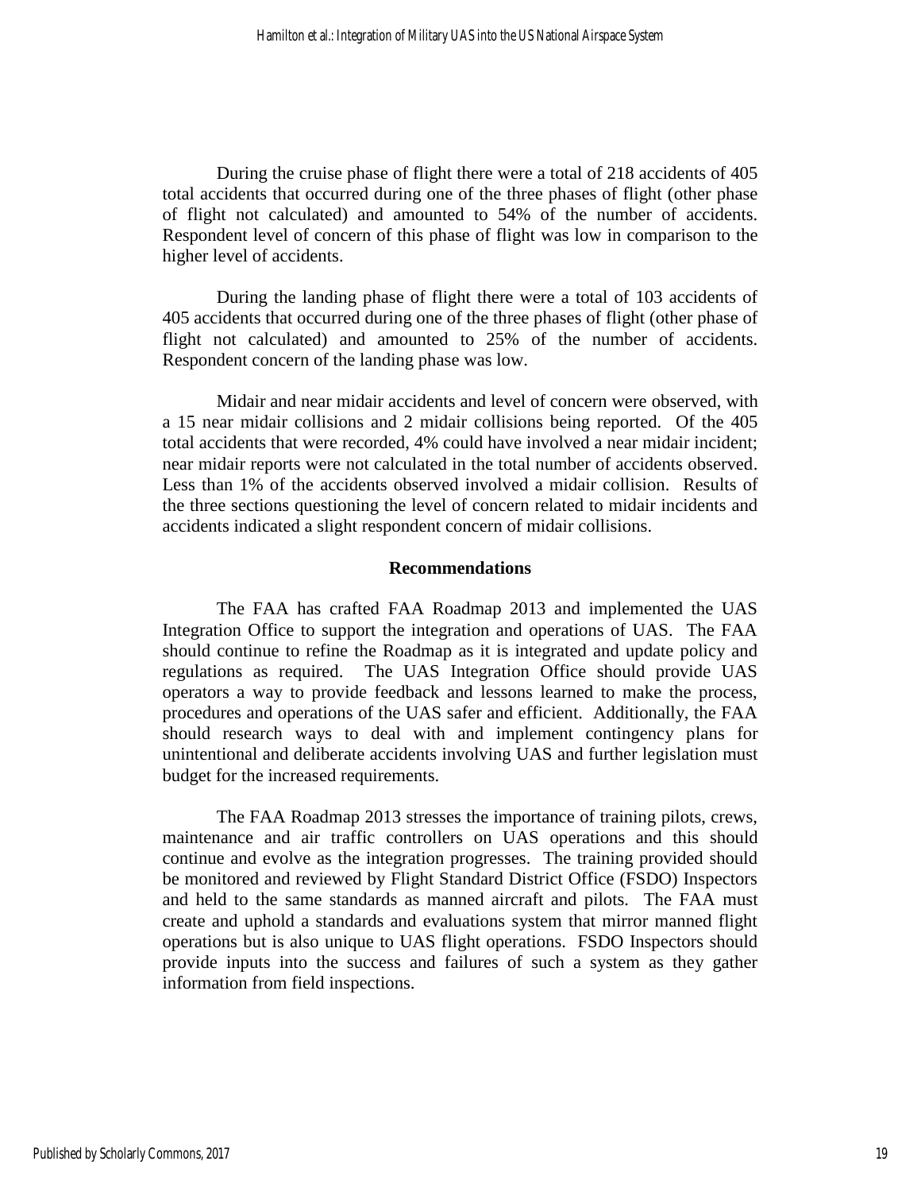During the cruise phase of flight there were a total of 218 accidents of 405 total accidents that occurred during one of the three phases of flight (other phase of flight not calculated) and amounted to 54% of the number of accidents. Respondent level of concern of this phase of flight was low in comparison to the higher level of accidents.

During the landing phase of flight there were a total of 103 accidents of 405 accidents that occurred during one of the three phases of flight (other phase of flight not calculated) and amounted to 25% of the number of accidents. Respondent concern of the landing phase was low.

Midair and near midair accidents and level of concern were observed, with a 15 near midair collisions and 2 midair collisions being reported. Of the 405 total accidents that were recorded, 4% could have involved a near midair incident; near midair reports were not calculated in the total number of accidents observed. Less than 1% of the accidents observed involved a midair collision. Results of the three sections questioning the level of concern related to midair incidents and accidents indicated a slight respondent concern of midair collisions.

## Recommendations

The FAA has crafted FAA Roadmap 2013 and implemented the UAS Integration Office to support the integration and operations of UAS. The FAA should continue to refine the Roadmap as it is integrated and update policy and regulations as required. The UAS Integration Office should provide UAS operators a way to provide feedback and lessons learned to make the process, procedures and operations of the UAS safer and efficient. Additionally, the FAA should research ways to deal with and implement contingency plans for unintentional and deliberate accidents involving UAS and further legislation must budget for the increased requirements.

The FAA Roadmap 2013 stresses the importance of training pilots, crews, maintenance and air traffic controllers on UAS operations and this should continue and evolve as the integration progresses. The training provided should be monitored and reviewed by Flight Standard District Office (FSDO) Inspectors and held to the same standards as manned aircraft and pilots. The FAA must create and uphold a standards and evaluations system that mirror manned flight operations but is also unique to UAS flight operations. FSDO Inspectors should provide inputs into the success and failures of such a system as they gather information from field inspections.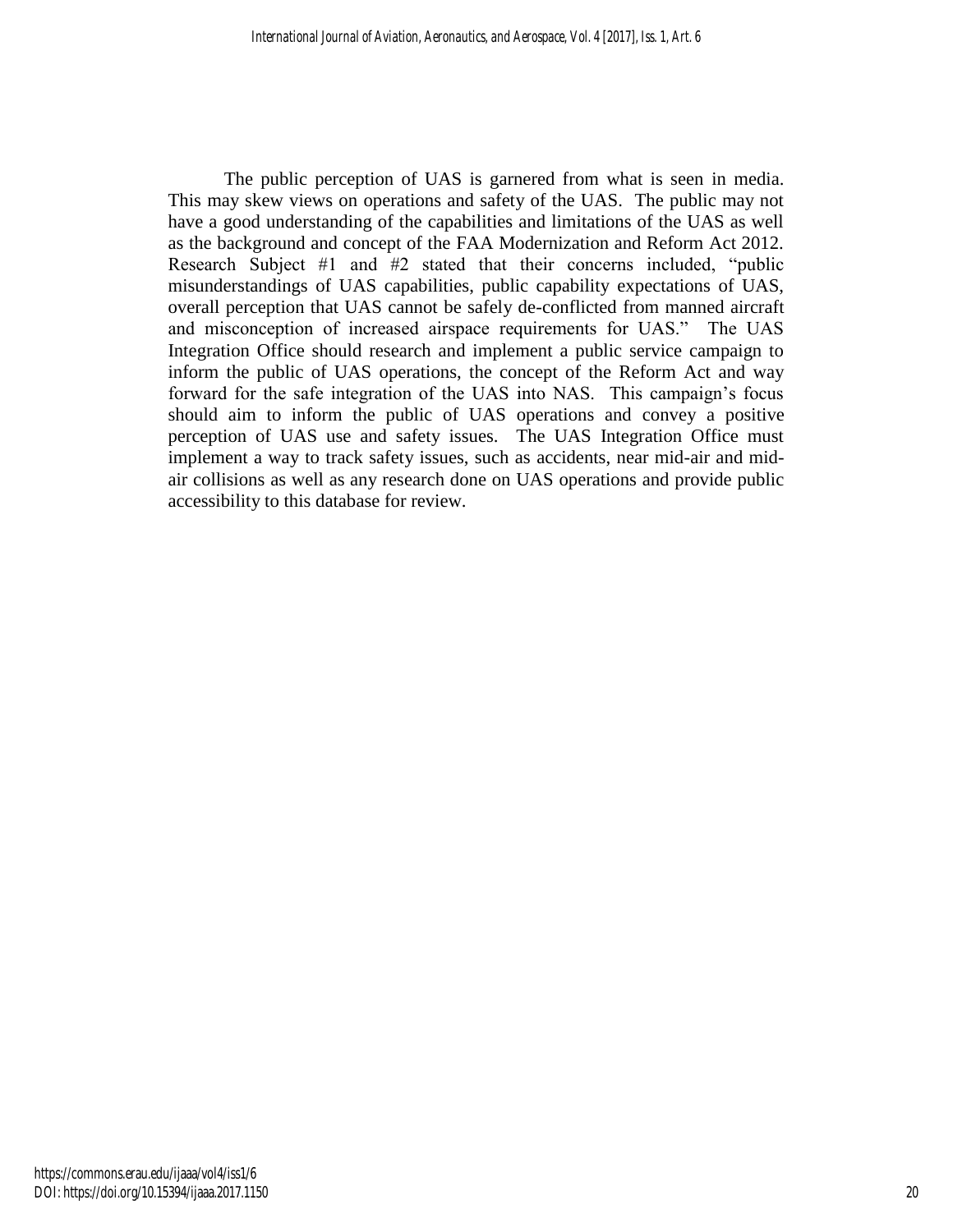The public perception of UAS is garnered from what is seen in media. This may skew views on operations and safety of the UAS. The public may not have a good understanding of the capabilities and limitations of the UAS as well as the background and concept of the FAA Modernization and Reform Act 2012. Research Subject #1 and #2 stated that their concerns included, "public misunderstandings of UAS capabilities, public capability expectations of UAS, overall perception that UAS cannot be safely de-conflicted from manned aircraft and misconception of increased airspace requirements for UAS." The UAS Integration Office should research and implement a public service campaign to inform the public of UAS operations, the concept of the Reform Act and way forward for the safe integration of the UAS into NAS. This campaign's focus should aim to inform the public of UAS operations and convey a positive perception of UAS use and safety issues. The UAS Integration Office must implement a way to track safety issues, such as accidents, near mid-air and mid-air collisions as well as any research done on UAS operations and provide public accessibility to this database for review.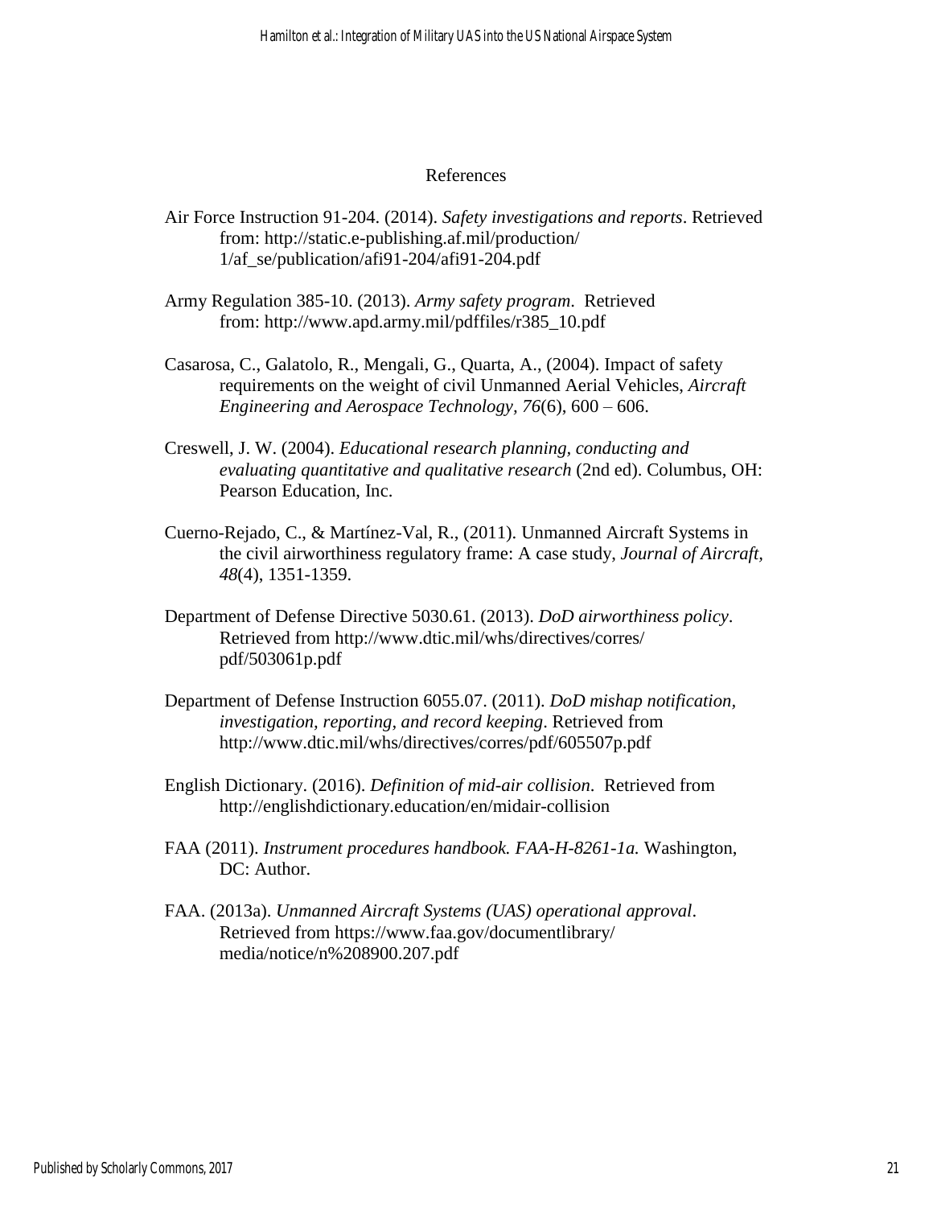## References

Air Force Instruction 91-204. (2014). *Safety investigations and reports*. Retrieved from: http://static.e-publishing.af.mil/production/1/af_se/publication/afi91-204/afi91-204.pdf

Army Regulation 385-10. (2013). *Army safety program*. Retrieved from: http://www.apd.army.mil/pdffiles/r385_10.pdf

Casarosa, C., Galatolo, R., Mengali, G., Quarta, A., (2004). Impact of safety requirements on the weight of civil Unmanned Aerial Vehicles, *Aircraft Engineering and Aerospace Technology, 76*(6), 600 – 606.

Creswell, J. W. (2004). *Educational research planning, conducting and evaluating quantitative and qualitative research* (2nd ed). Columbus, OH: Pearson Education, Inc.

Cuerno-Rejado, C., & Martínez-Val, R., (2011). Unmanned Aircraft Systems in the civil airworthiness regulatory frame: A case study, *Journal of Aircraft, 48*(4), 1351-1359.

Department of Defense Directive 5030.61. (2013). *DoD airworthiness policy*. Retrieved from http://www.dtic.mil/whs/directives/corres/pdf/503061p.pdf

Department of Defense Instruction 6055.07. (2011). *DoD mishap notification, investigation, reporting, and record keeping*. Retrieved from http://www.dtic.mil/whs/directives/corres/pdf/605507p.pdf

English Dictionary. (2016). *Definition of mid-air collision*. Retrieved from http://englishdictionary.education/en/midair-collision

FAA (2011). *Instrument procedures handbook. FAA-H-8261-1a.* Washington, DC: Author.

FAA. (2013a). *Unmanned Aircraft Systems (UAS) operational approval*. Retrieved from https://www.faa.gov/documentlibrary/media/notice/n%208900.207.pdf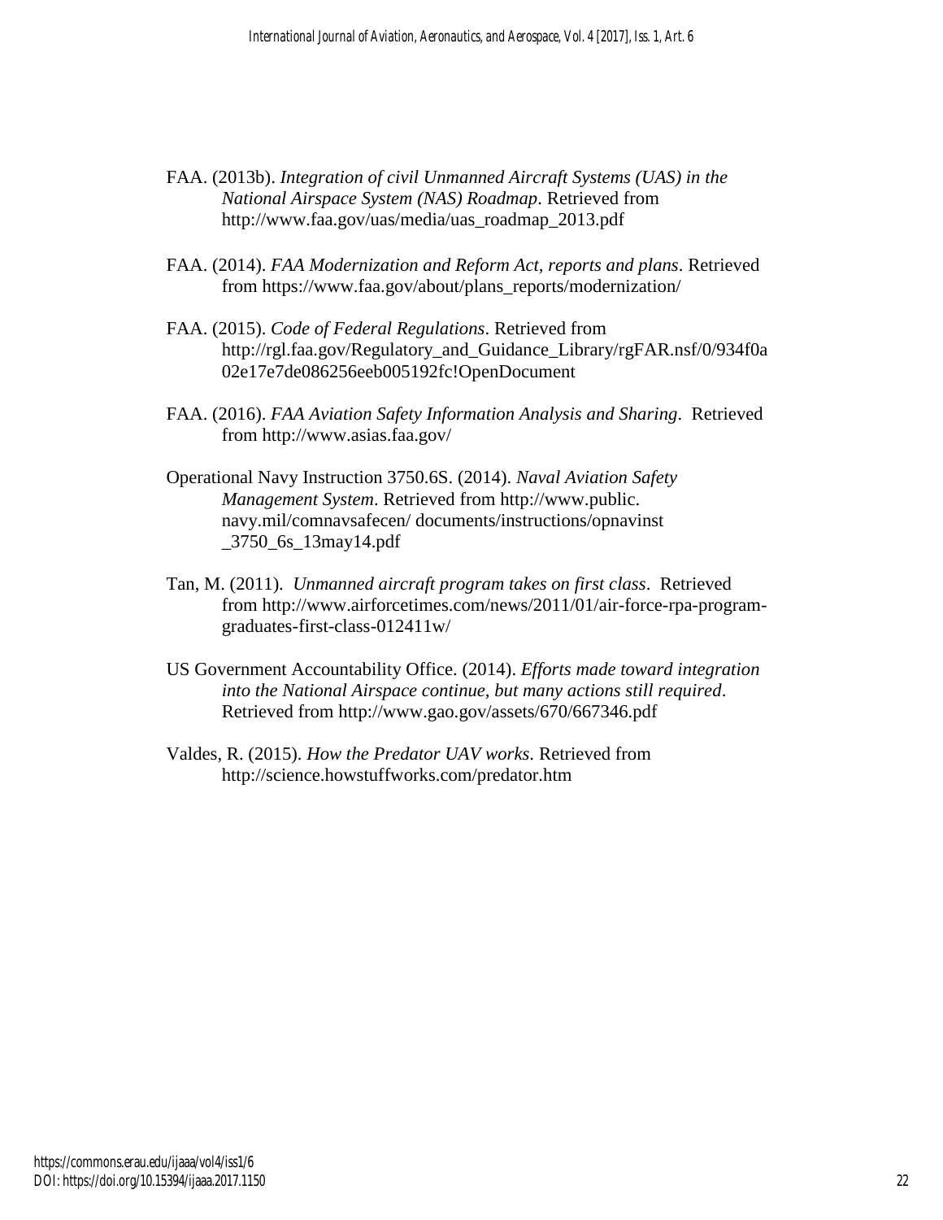FAA. (2013b). *Integration of civil Unmanned Aircraft Systems (UAS) in the National Airspace System (NAS) Roadmap*. Retrieved from http://www.faa.gov/uas/media/uas_roadmap_2013.pdf

FAA. (2014). *FAA Modernization and Reform Act, reports and plans*. Retrieved from https://www.faa.gov/about/plans_reports/modernization/

FAA. (2015). *Code of Federal Regulations*. Retrieved from http://rgl.faa.gov/Regulatory_and_Guidance_Library/rgFAR.nsf/0/934f0a02e17e7de086256eeb005192fc!OpenDocument

FAA. (2016). *FAA Aviation Safety Information Analysis and Sharing*. Retrieved from http://www.asias.faa.gov/

Operational Navy Instruction 3750.6S. (2014). *Naval Aviation Safety Management System*. Retrieved from http://www.public. navy.mil/comnavsafecen/ documents/instructions/opnavinst _3750_6s_13may14.pdf

Tan, M. (2011). *Unmanned aircraft program takes on first class*. Retrieved from http://www.airforcetimes.com/news/2011/01/air-force-rpa-program-graduates-first-class-012411w/

US Government Accountability Office. (2014). *Efforts made toward integration into the National Airspace continue, but many actions still required*. Retrieved from http://www.gao.gov/assets/670/667346.pdf

Valdes, R. (2015). *How the Predator UAV works*. Retrieved from http://science.howstuffworks.com/predator.htm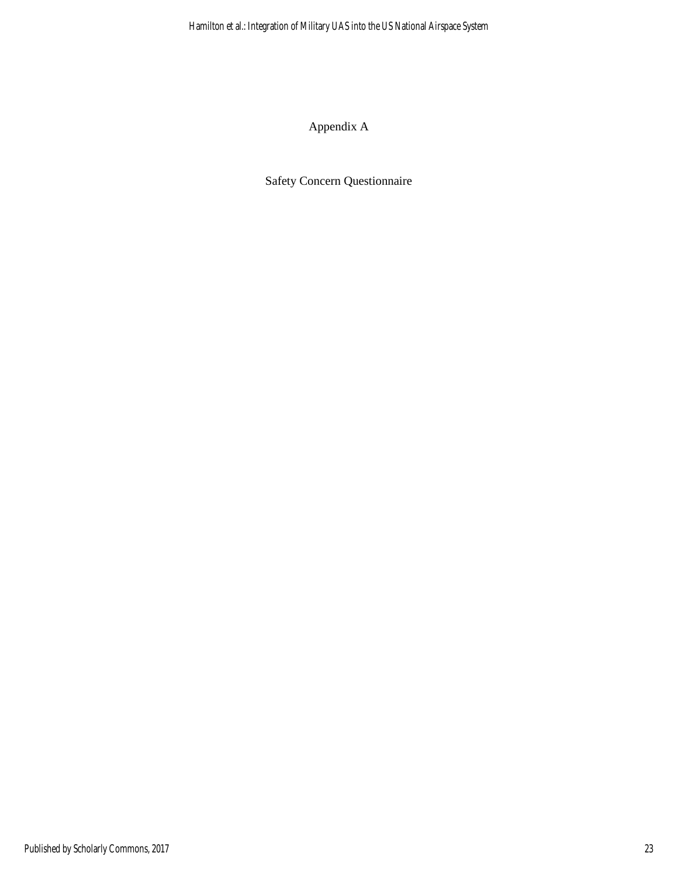# Appendix A

## Safety Concern Questionnaire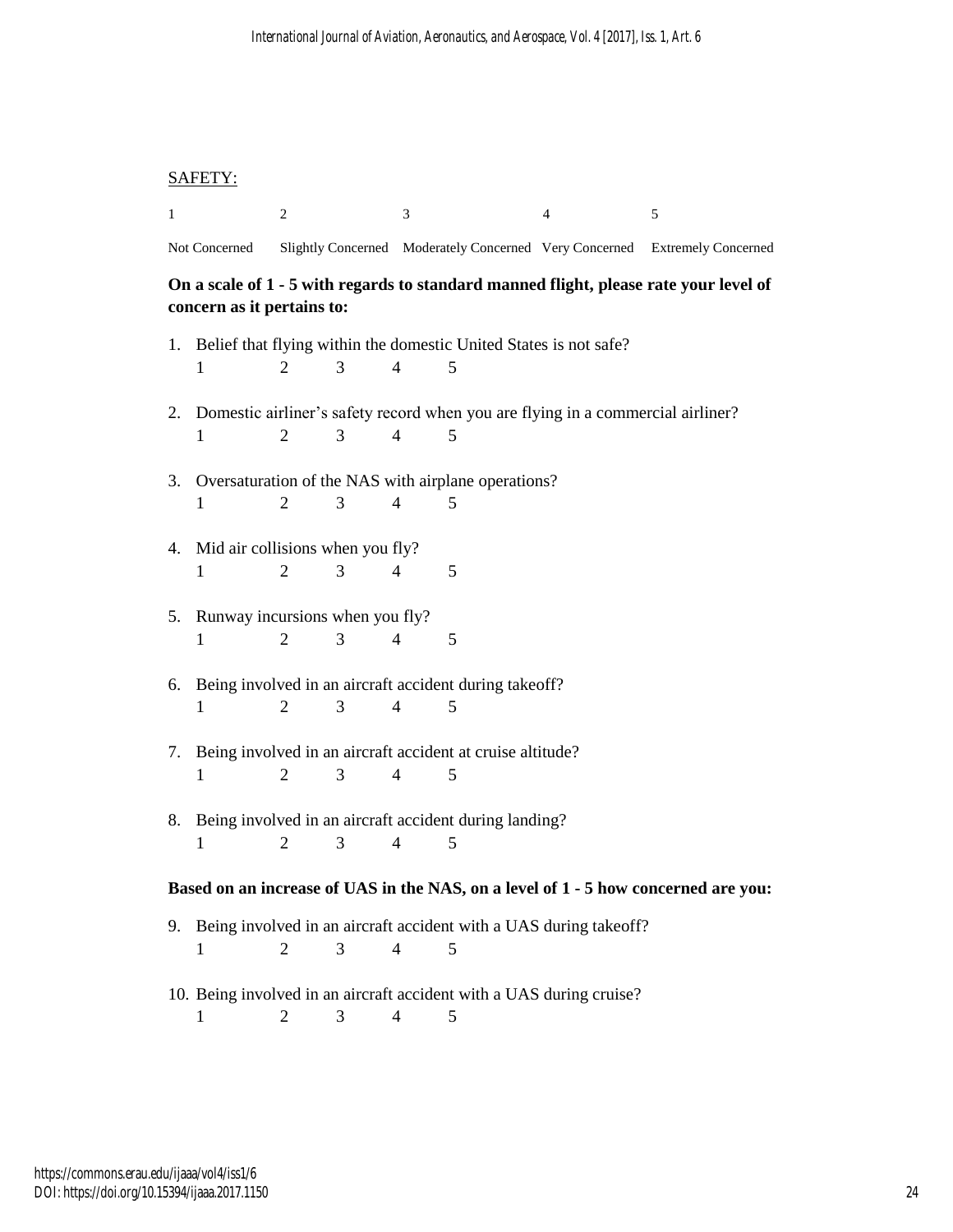SAFETY:

| 1 | 2 | 3 | 4 | 5 |
|---|---|---|---|---|
| Not Concerned | Slightly Concerned | Moderately Concerned | Very Concerned | Extremely Concerned |

**On a scale of 1 - 5 with regards to standard manned flight, please rate your level of concern as it pertains to:**

1. Belief that flying within the domestic United States is not safe?
   1 2 3 4 5

2. Domestic airliner's safety record when you are flying in a commercial airliner?
   1 2 3 4 5

3. Oversaturation of the NAS with airplane operations?
   1 2 3 4 5

4. Mid air collisions when you fly?
   1 2 3 4 5

5. Runway incursions when you fly?
   1 2 3 4 5

6. Being involved in an aircraft accident during takeoff?
   1 2 3 4 5

7. Being involved in an aircraft accident at cruise altitude?
   1 2 3 4 5

8. Being involved in an aircraft accident during landing?
   1 2 3 4 5

**Based on an increase of UAS in the NAS, on a level of 1 - 5 how concerned are you:**

9. Being involved in an aircraft accident with a UAS during takeoff?
   1 2 3 4 5

10. Being involved in an aircraft accident with a UAS during cruise?
    1 2 3 4 5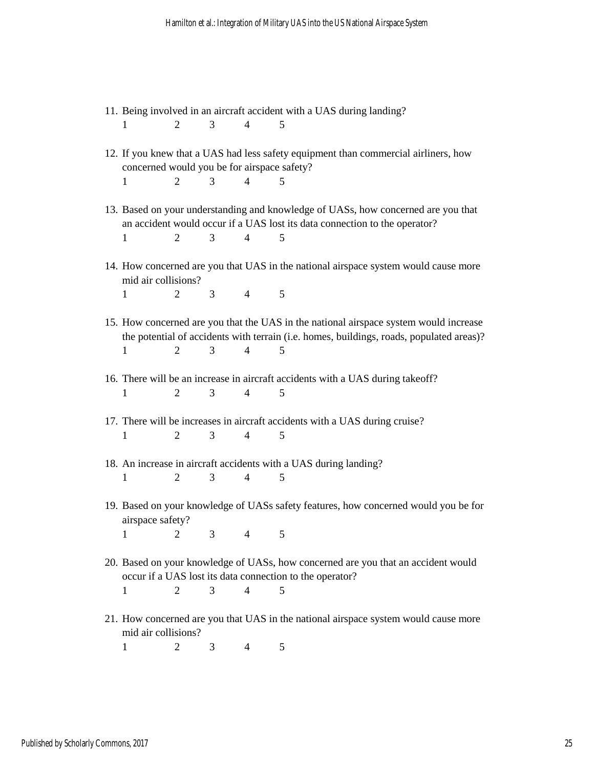11. Being involved in an aircraft accident with a UAS during landing?
    1 2 3 4 5

12. If you knew that a UAS had less safety equipment than commercial airliners, how concerned would you be for airspace safety?
    1 2 3 4 5

13. Based on your understanding and knowledge of UASs, how concerned are you that an accident would occur if a UAS lost its data connection to the operator?
    1 2 3 4 5

14. How concerned are you that UAS in the national airspace system would cause more mid air collisions?
    1 2 3 4 5

15. How concerned are you that the UAS in the national airspace system would increase the potential of accidents with terrain (i.e. homes, buildings, roads, populated areas)?
    1 2 3 4 5

16. There will be an increase in aircraft accidents with a UAS during takeoff?
    1 2 3 4 5

17. There will be increases in aircraft accidents with a UAS during cruise?
    1 2 3 4 5

18. An increase in aircraft accidents with a UAS during landing?
    1 2 3 4 5

19. Based on your knowledge of UASs safety features, how concerned would you be for airspace safety?
    1 2 3 4 5

20. Based on your knowledge of UASs, how concerned are you that an accident would occur if a UAS lost its data connection to the operator?
    1 2 3 4 5

21. How concerned are you that UAS in the national airspace system would cause more mid air collisions?
    1 2 3 4 5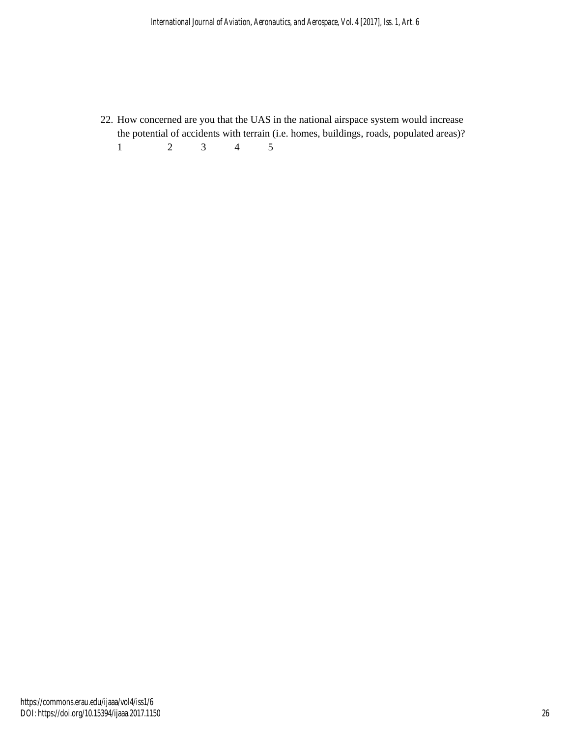22. How concerned are you that the UAS in the national airspace system would increase the potential of accidents with terrain (i.e. homes, buildings, roads, populated areas)?
    1 2 3 4 5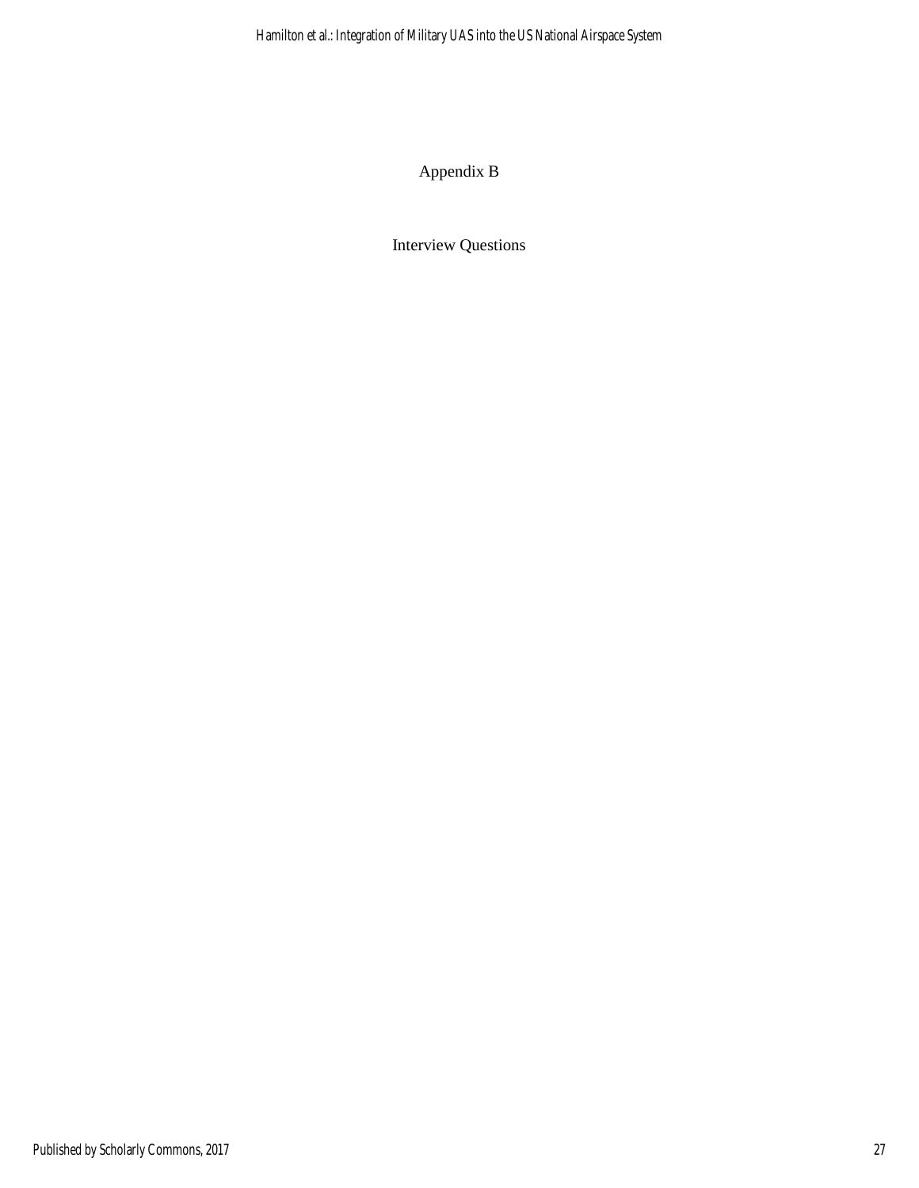# Appendix B

## Interview Questions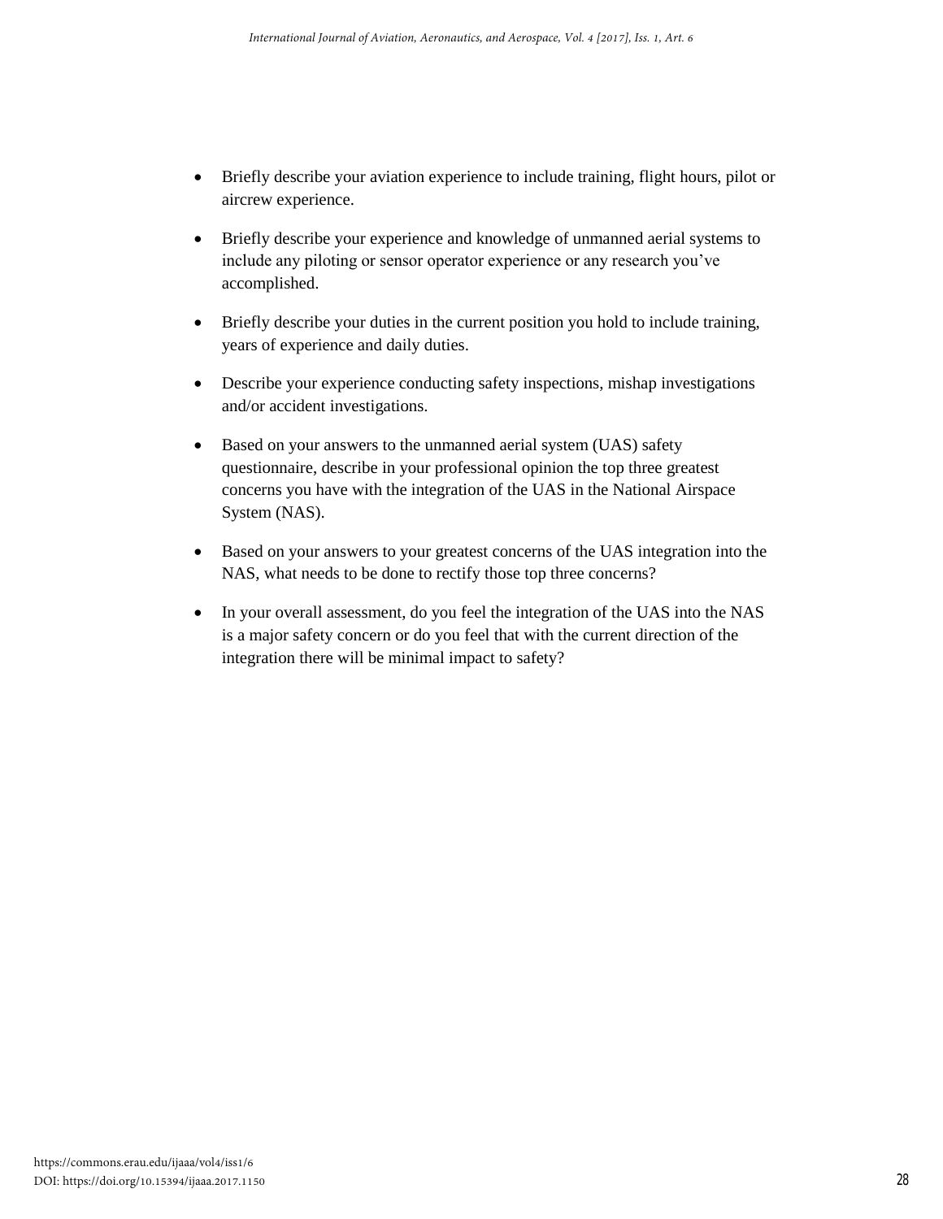- Briefly describe your aviation experience to include training, flight hours, pilot or aircrew experience.
- Briefly describe your experience and knowledge of unmanned aerial systems to include any piloting or sensor operator experience or any research you've accomplished.
- Briefly describe your duties in the current position you hold to include training, years of experience and daily duties.
- Describe your experience conducting safety inspections, mishap investigations and/or accident investigations.
- Based on your answers to the unmanned aerial system (UAS) safety questionnaire, describe in your professional opinion the top three greatest concerns you have with the integration of the UAS in the National Airspace System (NAS).
- Based on your answers to your greatest concerns of the UAS integration into the NAS, what needs to be done to rectify those top three concerns?
- In your overall assessment, do you feel the integration of the UAS into the NAS is a major safety concern or do you feel that with the current direction of the integration there will be minimal impact to safety?